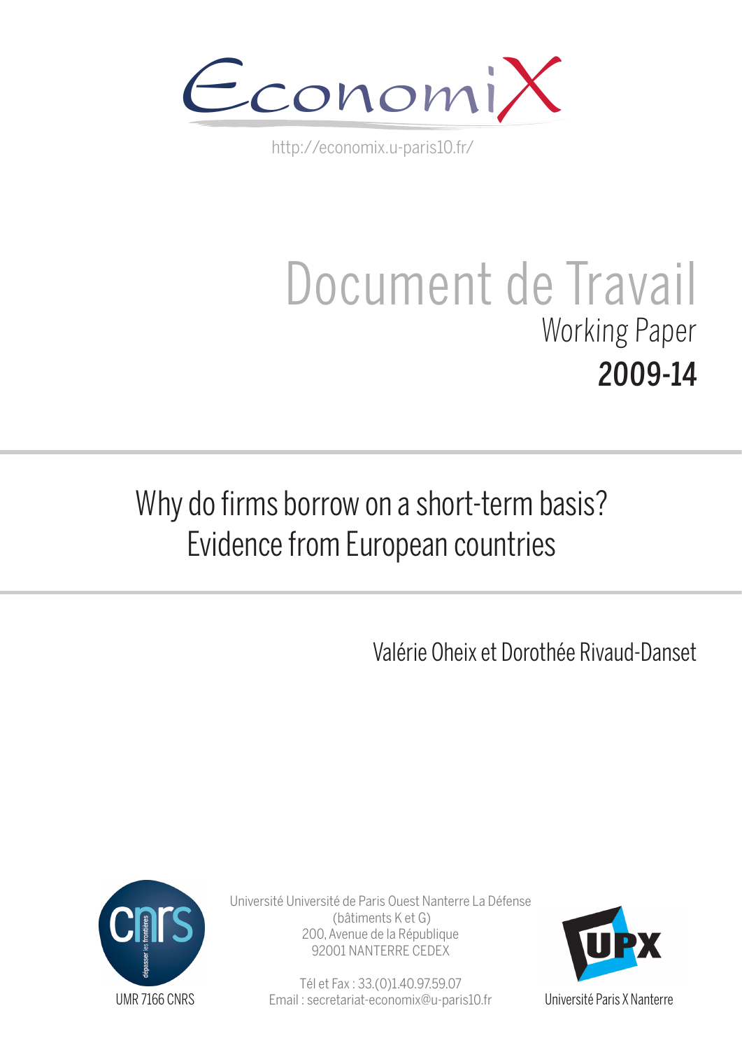EconomiX

http://economix.u-paris10.fr/

# Document de Travail

Working Paper

**2009-14**

## Why do firms borrow on a short-term basis? Evidence from European countries

Valérie Oheix et Dorothée Rivaud-Danset

UMR 7166 CNRS

Université Université de Paris Ouest Nanterre La Défense
(bâtiments K et G)
200, Avenue de la République
92001 NANTERRE CEDEX

Tél et Fax : 33.(0)1.40.97.59.07
Email : secretariat-economix@u-paris10.fr

Université Paris X Nanterre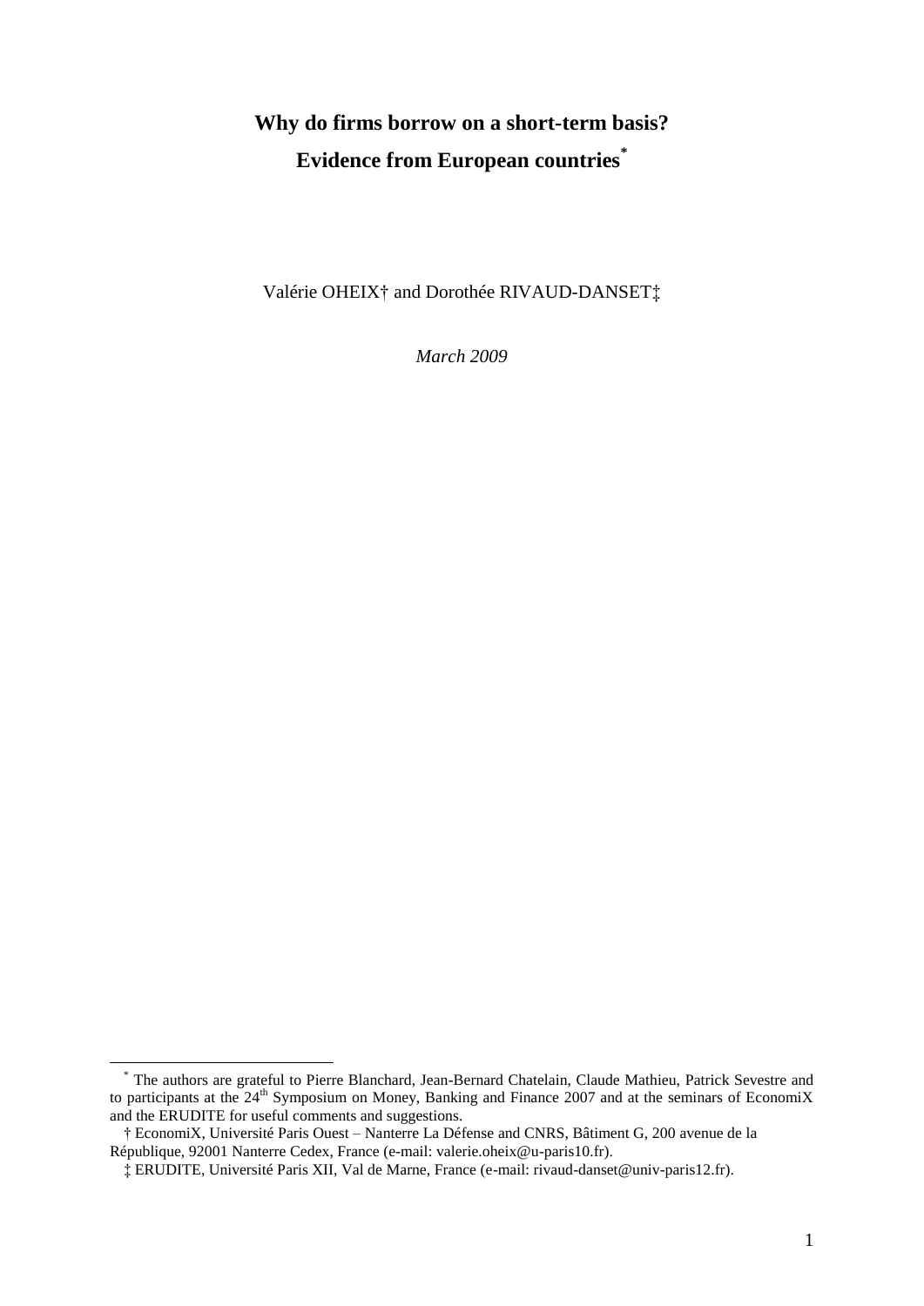# Why do firms borrow on a short-term basis? Evidence from European countries*

Valérie OHEIX† and Dorothée RIVAUD-DANSET‡

*March 2009*

---

* The authors are grateful to Pierre Blanchard, Jean-Bernard Chatelain, Claude Mathieu, Patrick Sevestre and to participants at the 24th Symposium on Money, Banking and Finance 2007 and at the seminars of EconomiX and the ERUDITE for useful comments and suggestions.

† EconomiX, Université Paris Ouest – Nanterre La Défense and CNRS, Bâtiment G, 200 avenue de la République, 92001 Nanterre Cedex, France (e-mail: valerie.oheix@u-paris10.fr).

‡ ERUDITE, Université Paris XII, Val de Marne, France (e-mail: rivaud-danset@univ-paris12.fr).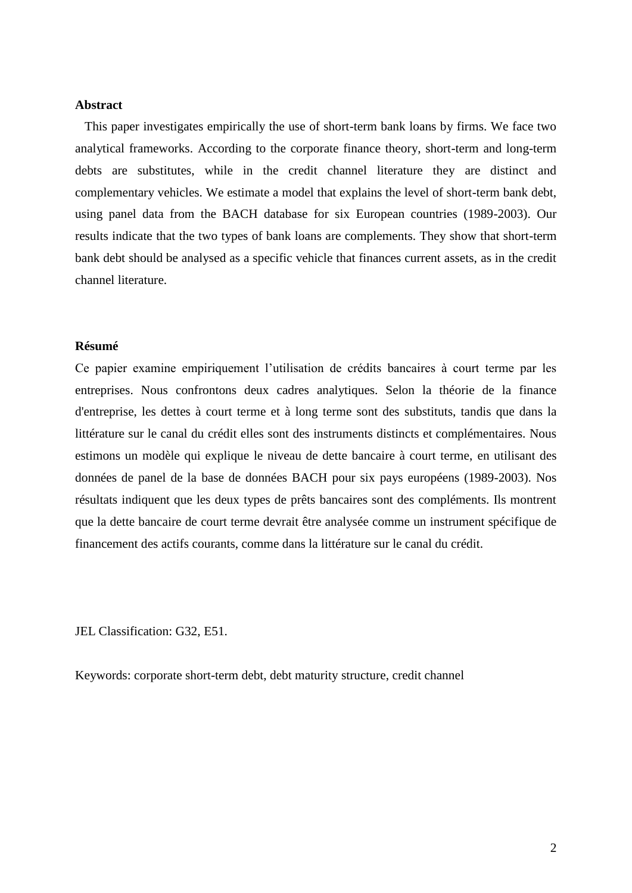**Abstract**

This paper investigates empirically the use of short-term bank loans by firms. We face two analytical frameworks. According to the corporate finance theory, short-term and long-term debts are substitutes, while in the credit channel literature they are distinct and complementary vehicles. We estimate a model that explains the level of short-term bank debt, using panel data from the BACH database for six European countries (1989-2003). Our results indicate that the two types of bank loans are complements. They show that short-term bank debt should be analysed as a specific vehicle that finances current assets, as in the credit channel literature.

**Résumé**

Ce papier examine empiriquement l'utilisation de crédits bancaires à court terme par les entreprises. Nous confrontons deux cadres analytiques. Selon la théorie de la finance d'entreprise, les dettes à court terme et à long terme sont des substituts, tandis que dans la littérature sur le canal du crédit elles sont des instruments distincts et complémentaires. Nous estimons un modèle qui explique le niveau de dette bancaire à court terme, en utilisant des données de panel de la base de données BACH pour six pays européens (1989-2003). Nos résultats indiquent que les deux types de prêts bancaires sont des compléments. Ils montrent que la dette bancaire de court terme devrait être analysée comme un instrument spécifique de financement des actifs courants, comme dans la littérature sur le canal du crédit.

JEL Classification: G32, E51.

Keywords: corporate short-term debt, debt maturity structure, credit channel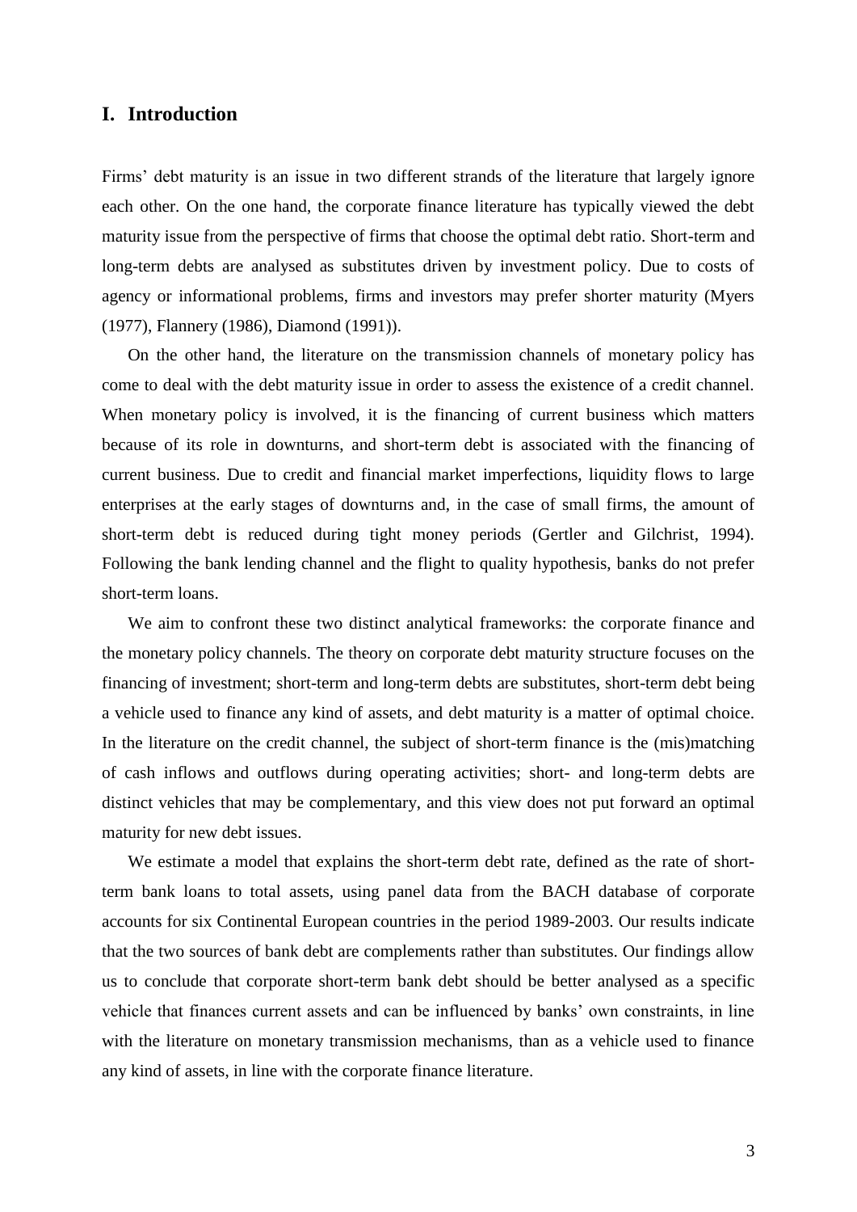## I. Introduction

Firms' debt maturity is an issue in two different strands of the literature that largely ignore each other. On the one hand, the corporate finance literature has typically viewed the debt maturity issue from the perspective of firms that choose the optimal debt ratio. Short-term and long-term debts are analysed as substitutes driven by investment policy. Due to costs of agency or informational problems, firms and investors may prefer shorter maturity (Myers (1977), Flannery (1986), Diamond (1991)).

On the other hand, the literature on the transmission channels of monetary policy has come to deal with the debt maturity issue in order to assess the existence of a credit channel. When monetary policy is involved, it is the financing of current business which matters because of its role in downturns, and short-term debt is associated with the financing of current business. Due to credit and financial market imperfections, liquidity flows to large enterprises at the early stages of downturns and, in the case of small firms, the amount of short-term debt is reduced during tight money periods (Gertler and Gilchrist, 1994). Following the bank lending channel and the flight to quality hypothesis, banks do not prefer short-term loans.

We aim to confront these two distinct analytical frameworks: the corporate finance and the monetary policy channels. The theory on corporate debt maturity structure focuses on the financing of investment; short-term and long-term debts are substitutes, short-term debt being a vehicle used to finance any kind of assets, and debt maturity is a matter of optimal choice. In the literature on the credit channel, the subject of short-term finance is the (mis)matching of cash inflows and outflows during operating activities; short- and long-term debts are distinct vehicles that may be complementary, and this view does not put forward an optimal maturity for new debt issues.

We estimate a model that explains the short-term debt rate, defined as the rate of short-term bank loans to total assets, using panel data from the BACH database of corporate accounts for six Continental European countries in the period 1989-2003. Our results indicate that the two sources of bank debt are complements rather than substitutes. Our findings allow us to conclude that corporate short-term bank debt should be better analysed as a specific vehicle that finances current assets and can be influenced by banks' own constraints, in line with the literature on monetary transmission mechanisms, than as a vehicle used to finance any kind of assets, in line with the corporate finance literature.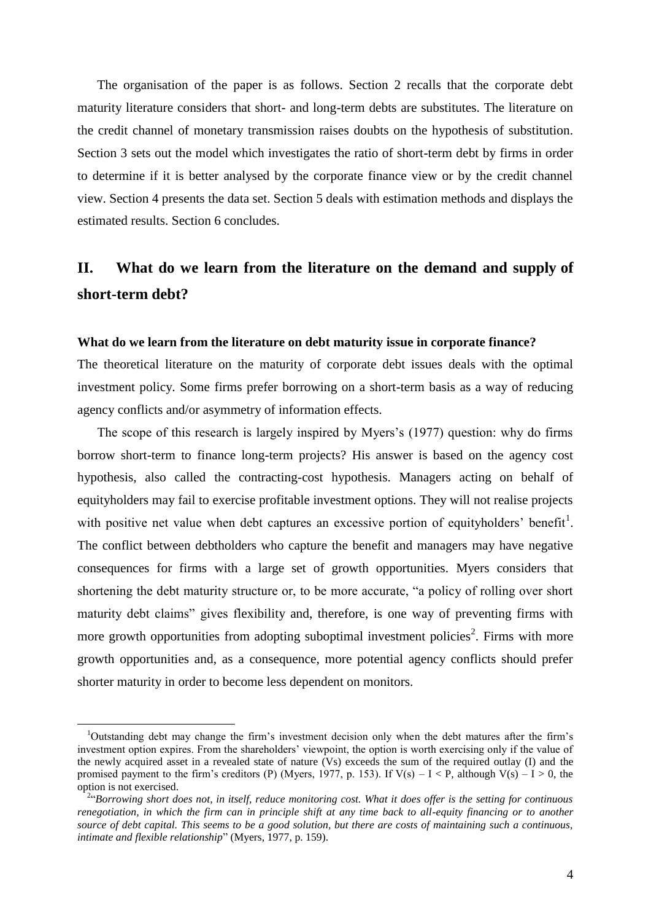The organisation of the paper is as follows. Section 2 recalls that the corporate debt maturity literature considers that short- and long-term debts are substitutes. The literature on the credit channel of monetary transmission raises doubts on the hypothesis of substitution. Section 3 sets out the model which investigates the ratio of short-term debt by firms in order to determine if it is better analysed by the corporate finance view or by the credit channel view. Section 4 presents the data set. Section 5 deals with estimation methods and displays the estimated results. Section 6 concludes.

## II. What do we learn from the literature on the demand and supply of short-term debt?

**What do we learn from the literature on debt maturity issue in corporate finance?**

The theoretical literature on the maturity of corporate debt issues deals with the optimal investment policy. Some firms prefer borrowing on a short-term basis as a way of reducing agency conflicts and/or asymmetry of information effects.

The scope of this research is largely inspired by Myers's (1977) question: why do firms borrow short-term to finance long-term projects? His answer is based on the agency cost hypothesis, also called the contracting-cost hypothesis. Managers acting on behalf of equityholders may fail to exercise profitable investment options. They will not realise projects with positive net value when debt captures an excessive portion of equityholders' benefit[1]. The conflict between debtholders who capture the benefit and managers may have negative consequences for firms with a large set of growth opportunities. Myers considers that shortening the debt maturity structure or, to be more accurate, "a policy of rolling over short maturity debt claims" gives flexibility and, therefore, is one way of preventing firms with more growth opportunities from adopting suboptimal investment policies[2]. Firms with more growth opportunities and, as a consequence, more potential agency conflicts should prefer shorter maturity in order to become less dependent on monitors.

[1]Outstanding debt may change the firm's investment decision only when the debt matures after the firm's investment option expires. From the shareholders' viewpoint, the option is worth exercising only if the value of the newly acquired asset in a revealed state of nature (Vs) exceeds the sum of the required outlay (I) and the promised payment to the firm's creditors (P) (Myers, 1977, p. 153). If $V(s) - I < P$, although $V(s) - I > 0$, the option is not exercised.

[2]"*Borrowing short does not, in itself, reduce monitoring cost. What it does offer is the setting for continuous renegotiation, in which the firm can in principle shift at any time back to all-equity financing or to another source of debt capital. This seems to be a good solution, but there are costs of maintaining such a continuous, intimate and flexible relationship*" (Myers, 1977, p. 159).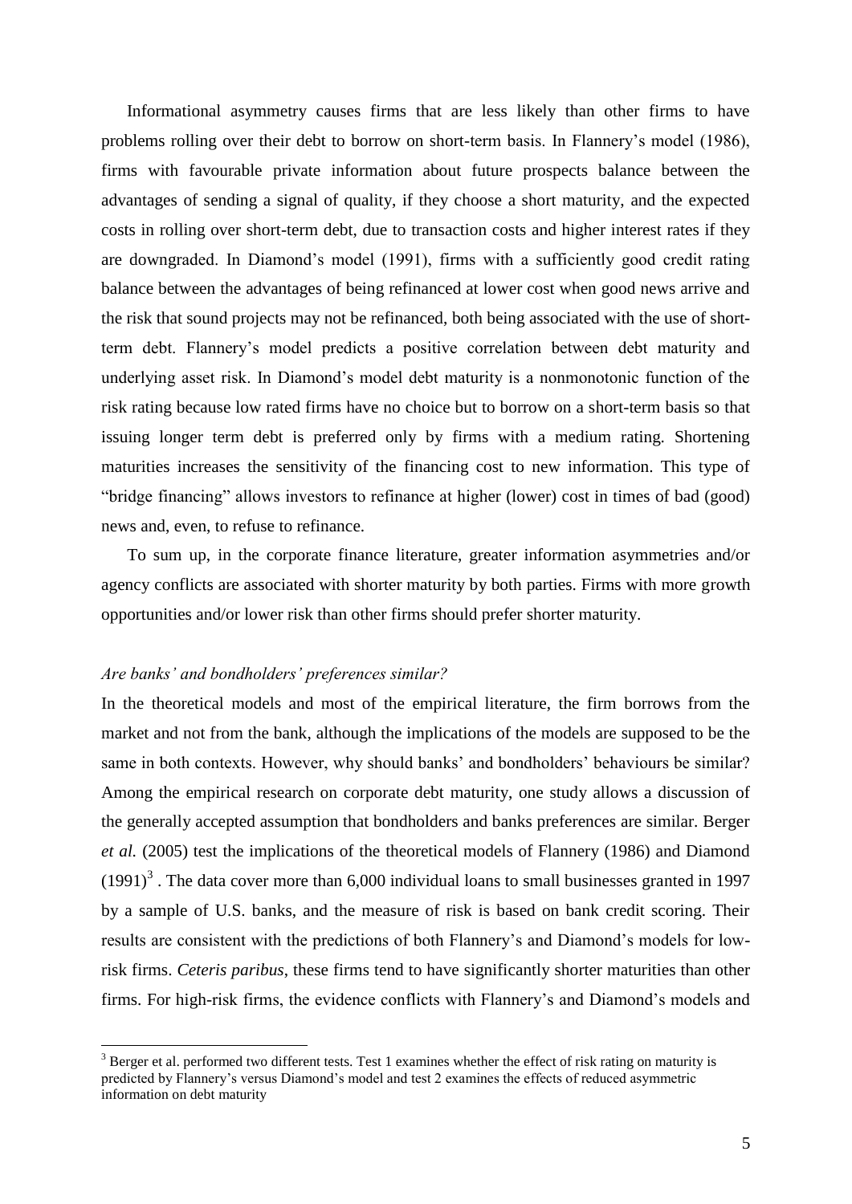Informational asymmetry causes firms that are less likely than other firms to have problems rolling over their debt to borrow on short-term basis. In Flannery's model (1986), firms with favourable private information about future prospects balance between the advantages of sending a signal of quality, if they choose a short maturity, and the expected costs in rolling over short-term debt, due to transaction costs and higher interest rates if they are downgraded. In Diamond's model (1991), firms with a sufficiently good credit rating balance between the advantages of being refinanced at lower cost when good news arrive and the risk that sound projects may not be refinanced, both being associated with the use of short-term debt. Flannery's model predicts a positive correlation between debt maturity and underlying asset risk. In Diamond's model debt maturity is a nonmonotonic function of the risk rating because low rated firms have no choice but to borrow on a short-term basis so that issuing longer term debt is preferred only by firms with a medium rating. Shortening maturities increases the sensitivity of the financing cost to new information. This type of "bridge financing" allows investors to refinance at higher (lower) cost in times of bad (good) news and, even, to refuse to refinance.

To sum up, in the corporate finance literature, greater information asymmetries and/or agency conflicts are associated with shorter maturity by both parties. Firms with more growth opportunities and/or lower risk than other firms should prefer shorter maturity.

*Are banks' and bondholders' preferences similar?*

In the theoretical models and most of the empirical literature, the firm borrows from the market and not from the bank, although the implications of the models are supposed to be the same in both contexts. However, why should banks' and bondholders' behaviours be similar? Among the empirical research on corporate debt maturity, one study allows a discussion of the generally accepted assumption that bondholders and banks preferences are similar. Berger *et al.* (2005) test the implications of the theoretical models of Flannery (1986) and Diamond (1991)[3] . The data cover more than 6,000 individual loans to small businesses granted in 1997 by a sample of U.S. banks, and the measure of risk is based on bank credit scoring. Their results are consistent with the predictions of both Flannery's and Diamond's models for low-risk firms. *Ceteris paribus*, these firms tend to have significantly shorter maturities than other firms. For high-risk firms, the evidence conflicts with Flannery's and Diamond's models and

[3] Berger et al. performed two different tests. Test 1 examines whether the effect of risk rating on maturity is predicted by Flannery's versus Diamond's model and test 2 examines the effects of reduced asymmetric information on debt maturity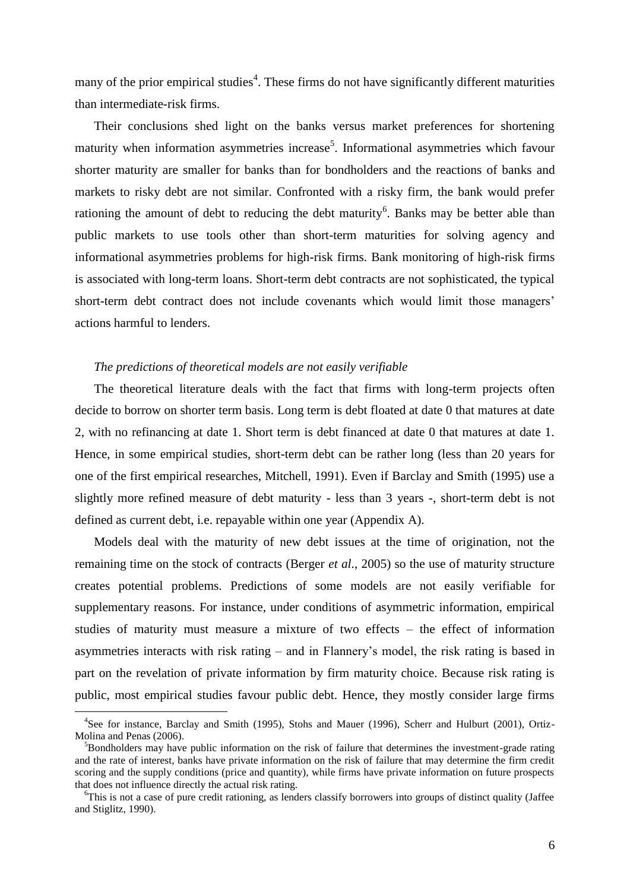many of the prior empirical studies[4]. These firms do not have significantly different maturities than intermediate-risk firms.

Their conclusions shed light on the banks versus market preferences for shortening maturity when information asymmetries increase[5]. Informational asymmetries which favour shorter maturity are smaller for banks than for bondholders and the reactions of banks and markets to risky debt are not similar. Confronted with a risky firm, the bank would prefer rationing the amount of debt to reducing the debt maturity[6]. Banks may be better able than public markets to use tools other than short-term maturities for solving agency and informational asymmetries problems for high-risk firms. Bank monitoring of high-risk firms is associated with long-term loans. Short-term debt contracts are not sophisticated, the typical short-term debt contract does not include covenants which would limit those managers' actions harmful to lenders.

*The predictions of theoretical models are not easily verifiable*

The theoretical literature deals with the fact that firms with long-term projects often decide to borrow on shorter term basis. Long term is debt floated at date 0 that matures at date 2, with no refinancing at date 1. Short term is debt financed at date 0 that matures at date 1. Hence, in some empirical studies, short-term debt can be rather long (less than 20 years for one of the first empirical researches, Mitchell, 1991). Even if Barclay and Smith (1995) use a slightly more refined measure of debt maturity - less than 3 years -, short-term debt is not defined as current debt, i.e. repayable within one year (Appendix A).

Models deal with the maturity of new debt issues at the time of origination, not the remaining time on the stock of contracts (Berger *et al*., 2005) so the use of maturity structure creates potential problems. Predictions of some models are not easily verifiable for supplementary reasons. For instance, under conditions of asymmetric information, empirical studies of maturity must measure a mixture of two effects – the effect of information asymmetries interacts with risk rating – and in Flannery's model, the risk rating is based in part on the revelation of private information by firm maturity choice. Because risk rating is public, most empirical studies favour public debt. Hence, they mostly consider large firms

---

[4] See for instance, Barclay and Smith (1995), Stohs and Mauer (1996), Scherr and Hulburt (2001), Ortiz-Molina and Penas (2006).

[5] Bondholders may have public information on the risk of failure that determines the investment-grade rating and the rate of interest, banks have private information on the risk of failure that may determine the firm credit scoring and the supply conditions (price and quantity), while firms have private information on future prospects that does not influence directly the actual risk rating.

[6] This is not a case of pure credit rationing, as lenders classify borrowers into groups of distinct quality (Jaffee and Stiglitz, 1990).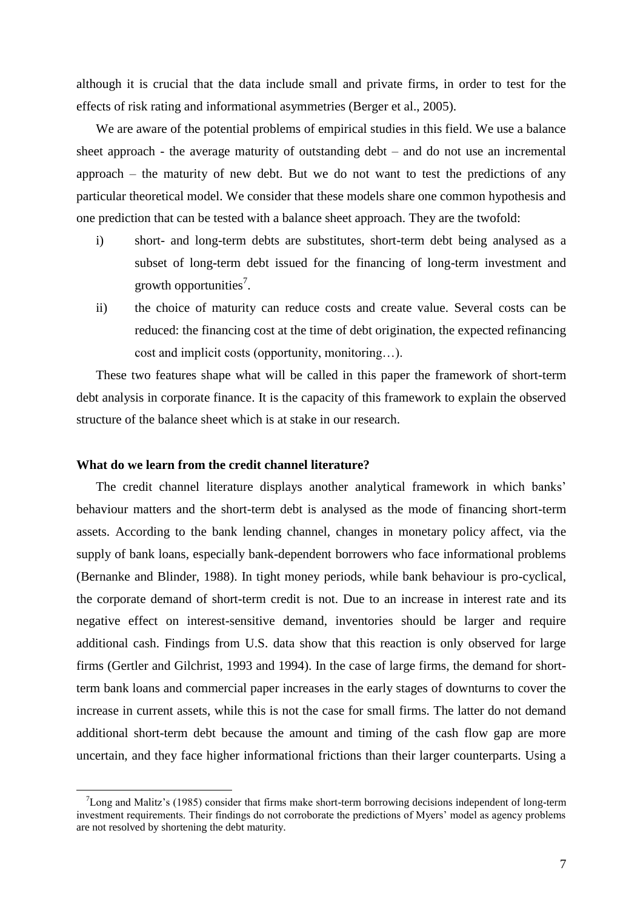although it is crucial that the data include small and private firms, in order to test for the effects of risk rating and informational asymmetries (Berger et al., 2005).

We are aware of the potential problems of empirical studies in this field. We use a balance sheet approach - the average maturity of outstanding debt – and do not use an incremental approach – the maturity of new debt. But we do not want to test the predictions of any particular theoretical model. We consider that these models share one common hypothesis and one prediction that can be tested with a balance sheet approach. They are the twofold:

i) short- and long-term debts are substitutes, short-term debt being analysed as a subset of long-term debt issued for the financing of long-term investment and growth opportunities[7].

ii) the choice of maturity can reduce costs and create value. Several costs can be reduced: the financing cost at the time of debt origination, the expected refinancing cost and implicit costs (opportunity, monitoring…).

These two features shape what will be called in this paper the framework of short-term debt analysis in corporate finance. It is the capacity of this framework to explain the observed structure of the balance sheet which is at stake in our research.

**What do we learn from the credit channel literature?**

The credit channel literature displays another analytical framework in which banks' behaviour matters and the short-term debt is analysed as the mode of financing short-term assets. According to the bank lending channel, changes in monetary policy affect, via the supply of bank loans, especially bank-dependent borrowers who face informational problems (Bernanke and Blinder, 1988). In tight money periods, while bank behaviour is pro-cyclical, the corporate demand of short-term credit is not. Due to an increase in interest rate and its negative effect on interest-sensitive demand, inventories should be larger and require additional cash. Findings from U.S. data show that this reaction is only observed for large firms (Gertler and Gilchrist, 1993 and 1994). In the case of large firms, the demand for short-term bank loans and commercial paper increases in the early stages of downturns to cover the increase in current assets, while this is not the case for small firms. The latter do not demand additional short-term debt because the amount and timing of the cash flow gap are more uncertain, and they face higher informational frictions than their larger counterparts. Using a

[7] Long and Malitz's (1985) consider that firms make short-term borrowing decisions independent of long-term investment requirements. Their findings do not corroborate the predictions of Myers' model as agency problems are not resolved by shortening the debt maturity.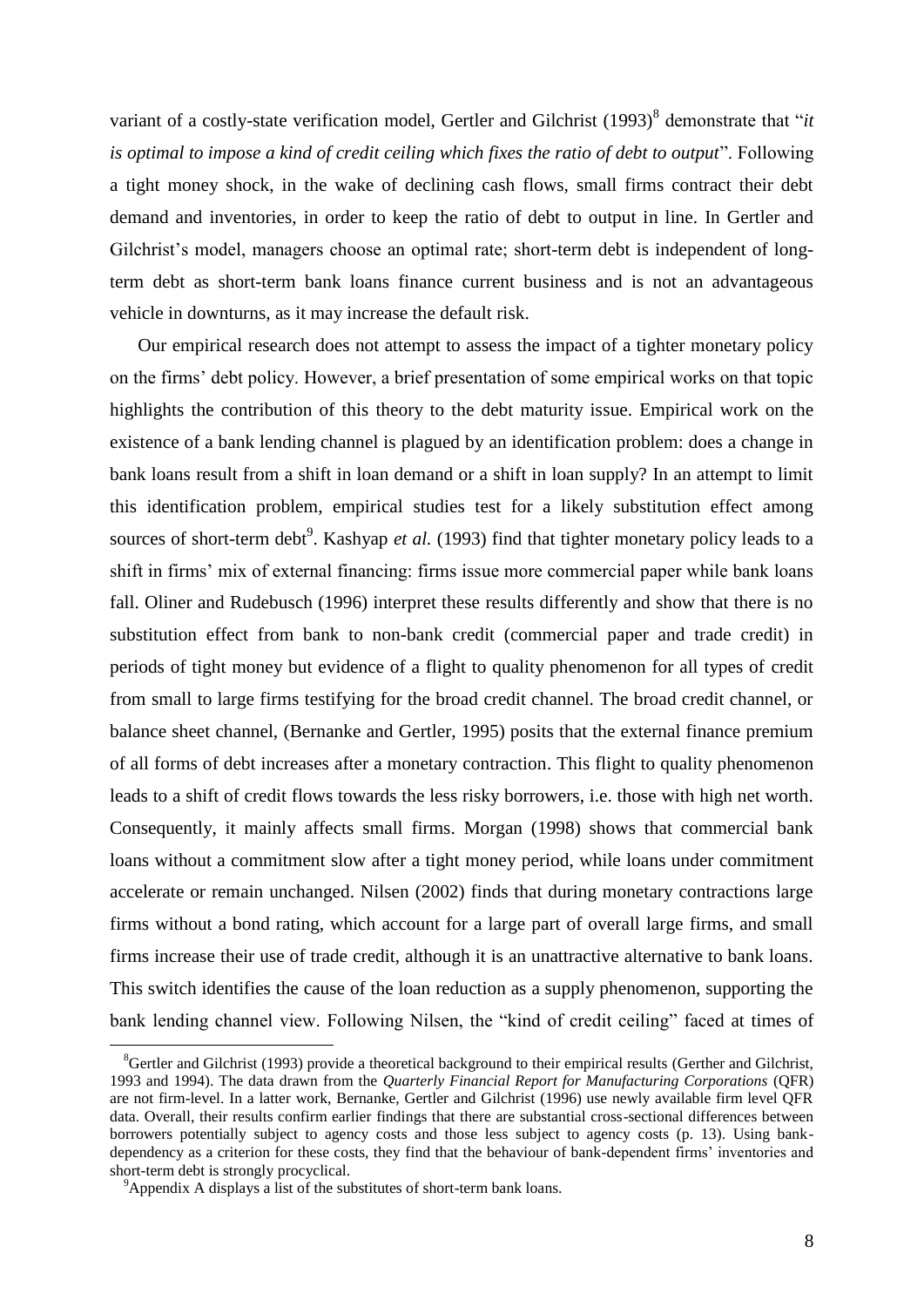variant of a costly-state verification model, Gertler and Gilchrist (1993)[8] demonstrate that "*it is optimal to impose a kind of credit ceiling which fixes the ratio of debt to output*". Following a tight money shock, in the wake of declining cash flows, small firms contract their debt demand and inventories, in order to keep the ratio of debt to output in line. In Gertler and Gilchrist's model, managers choose an optimal rate; short-term debt is independent of long-term debt as short-term bank loans finance current business and is not an advantageous vehicle in downturns, as it may increase the default risk.

Our empirical research does not attempt to assess the impact of a tighter monetary policy on the firms' debt policy. However, a brief presentation of some empirical works on that topic highlights the contribution of this theory to the debt maturity issue. Empirical work on the existence of a bank lending channel is plagued by an identification problem: does a change in bank loans result from a shift in loan demand or a shift in loan supply? In an attempt to limit this identification problem, empirical studies test for a likely substitution effect among sources of short-term debt[9]. Kashyap *et al.* (1993) find that tighter monetary policy leads to a shift in firms' mix of external financing: firms issue more commercial paper while bank loans fall. Oliner and Rudebusch (1996) interpret these results differently and show that there is no substitution effect from bank to non-bank credit (commercial paper and trade credit) in periods of tight money but evidence of a flight to quality phenomenon for all types of credit from small to large firms testifying for the broad credit channel. The broad credit channel, or balance sheet channel, (Bernanke and Gertler, 1995) posits that the external finance premium of all forms of debt increases after a monetary contraction. This flight to quality phenomenon leads to a shift of credit flows towards the less risky borrowers, i.e. those with high net worth. Consequently, it mainly affects small firms. Morgan (1998) shows that commercial bank loans without a commitment slow after a tight money period, while loans under commitment accelerate or remain unchanged. Nilsen (2002) finds that during monetary contractions large firms without a bond rating, which account for a large part of overall large firms, and small firms increase their use of trade credit, although it is an unattractive alternative to bank loans. This switch identifies the cause of the loan reduction as a supply phenomenon, supporting the bank lending channel view. Following Nilsen, the "kind of credit ceiling" faced at times of

[8] Gertler and Gilchrist (1993) provide a theoretical background to their empirical results (Gerther and Gilchrist, 1993 and 1994). The data drawn from the *Quarterly Financial Report for Manufacturing Corporations* (QFR) are not firm-level. In a latter work, Bernanke, Gertler and Gilchrist (1996) use newly available firm level QFR data. Overall, their results confirm earlier findings that there are substantial cross-sectional differences between borrowers potentially subject to agency costs and those less subject to agency costs (p. 13). Using bank-dependency as a criterion for these costs, they find that the behaviour of bank-dependent firms' inventories and short-term debt is strongly procyclical.

[9] Appendix A displays a list of the substitutes of short-term bank loans.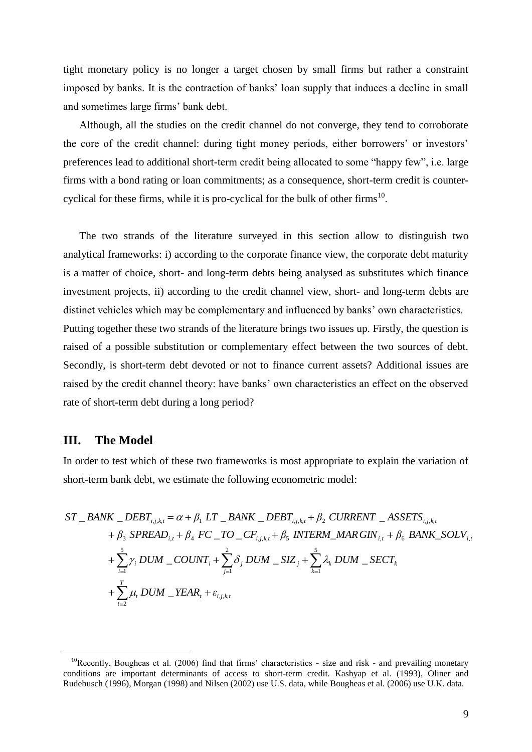tight monetary policy is no longer a target chosen by small firms but rather a constraint imposed by banks. It is the contraction of banks' loan supply that induces a decline in small and sometimes large firms' bank debt.

Although, all the studies on the credit channel do not converge, they tend to corroborate the core of the credit channel: during tight money periods, either borrowers' or investors' preferences lead to additional short-term credit being allocated to some "happy few", i.e. large firms with a bond rating or loan commitments; as a consequence, short-term credit is counter-cyclical for these firms, while it is pro-cyclical for the bulk of other firms[10].

The two strands of the literature surveyed in this section allow to distinguish two analytical frameworks: i) according to the corporate finance view, the corporate debt maturity is a matter of choice, short- and long-term debts being analysed as substitutes which finance investment projects, ii) according to the credit channel view, short- and long-term debts are distinct vehicles which may be complementary and influenced by banks' own characteristics. Putting together these two strands of the literature brings two issues up. Firstly, the question is raised of a possible substitution or complementary effect between the two sources of debt. Secondly, is short-term debt devoted or not to finance current assets? Additional issues are raised by the credit channel theory: have banks' own characteristics an effect on the observed rate of short-term debt during a long period?

## III. The Model

In order to test which of these two frameworks is most appropriate to explain the variation of short-term bank debt, we estimate the following econometric model:

$$
\begin{aligned}
ST\_BANK\_DEBT_{i,j,k,t} = {} & \alpha + \beta_1\, LT\_BANK\_DEBT_{i,j,k,t} + \beta_2\, CURRENT\_ASSETS_{i,j,k,t} \\
& + \beta_3\, SPREAD_{i,t} + \beta_4\, FC\_TO\_CF_{i,j,k,t} + \beta_5\, INTERM\_MARGIN_{i,t} + \beta_6\, BANK\_SOLV_{i,t} \\
& + \sum_{i=1}^{5} \gamma_i\, DUM\_COUNT_i + \sum_{j=1}^{2} \delta_j\, DUM\_SIZ_j + \sum_{k=1}^{5} \lambda_k\, DUM\_SECT_k \\
& + \sum_{t=2}^{T} \mu_t\, DUM\_YEAR_t + \varepsilon_{i,j,k,t}
\end{aligned}
$$

---

[10] Recently, Bougheas et al. (2006) find that firms' characteristics - size and risk - and prevailing monetary conditions are important determinants of access to short-term credit. Kashyap et al. (1993), Oliner and Rudebusch (1996), Morgan (1998) and Nilsen (2002) use U.S. data, while Bougheas et al. (2006) use U.K. data.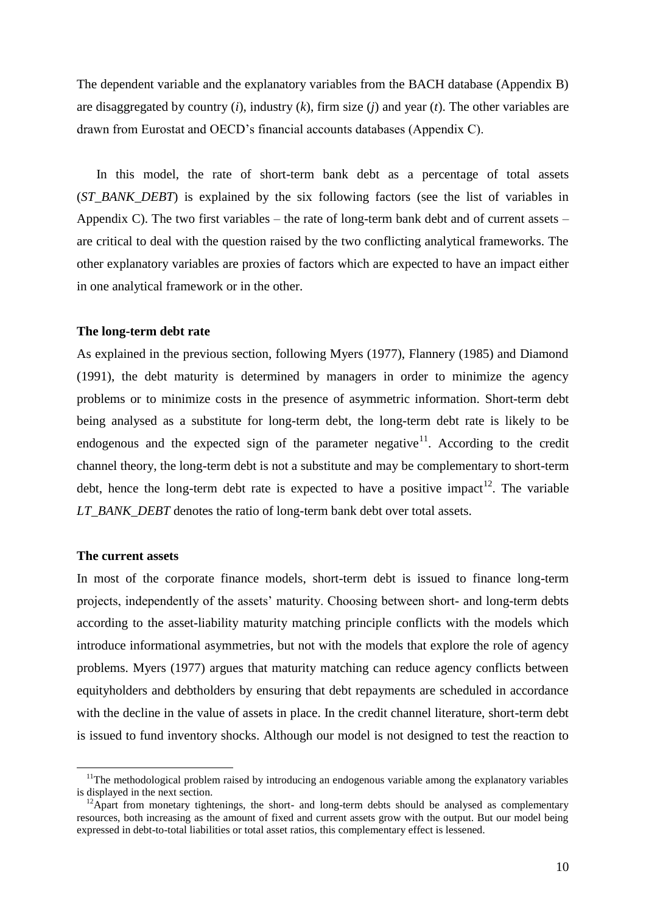The dependent variable and the explanatory variables from the BACH database (Appendix B) are disaggregated by country ($i$), industry ($k$), firm size ($j$) and year ($t$). The other variables are drawn from Eurostat and OECD's financial accounts databases (Appendix C).

In this model, the rate of short-term bank debt as a percentage of total assets (*ST_BANK_DEBT*) is explained by the six following factors (see the list of variables in Appendix C). The two first variables – the rate of long-term bank debt and of current assets – are critical to deal with the question raised by the two conflicting analytical frameworks. The other explanatory variables are proxies of factors which are expected to have an impact either in one analytical framework or in the other.

**The long-term debt rate**

As explained in the previous section, following Myers (1977), Flannery (1985) and Diamond (1991), the debt maturity is determined by managers in order to minimize the agency problems or to minimize costs in the presence of asymmetric information. Short-term debt being analysed as a substitute for long-term debt, the long-term debt rate is likely to be endogenous and the expected sign of the parameter negative[11]. According to the credit channel theory, the long-term debt is not a substitute and may be complementary to short-term debt, hence the long-term debt rate is expected to have a positive impact[12]. The variable *LT_BANK_DEBT* denotes the ratio of long-term bank debt over total assets.

**The current assets**

In most of the corporate finance models, short-term debt is issued to finance long-term projects, independently of the assets' maturity. Choosing between short- and long-term debts according to the asset-liability maturity matching principle conflicts with the models which introduce informational asymmetries, but not with the models that explore the role of agency problems. Myers (1977) argues that maturity matching can reduce agency conflicts between equityholders and debtholders by ensuring that debt repayments are scheduled in accordance with the decline in the value of assets in place. In the credit channel literature, short-term debt is issued to fund inventory shocks. Although our model is not designed to test the reaction to

[11] The methodological problem raised by introducing an endogenous variable among the explanatory variables is displayed in the next section.

[12] Apart from monetary tightenings, the short- and long-term debts should be analysed as complementary resources, both increasing as the amount of fixed and current assets grow with the output. But our model being expressed in debt-to-total liabilities or total asset ratios, this complementary effect is lessened.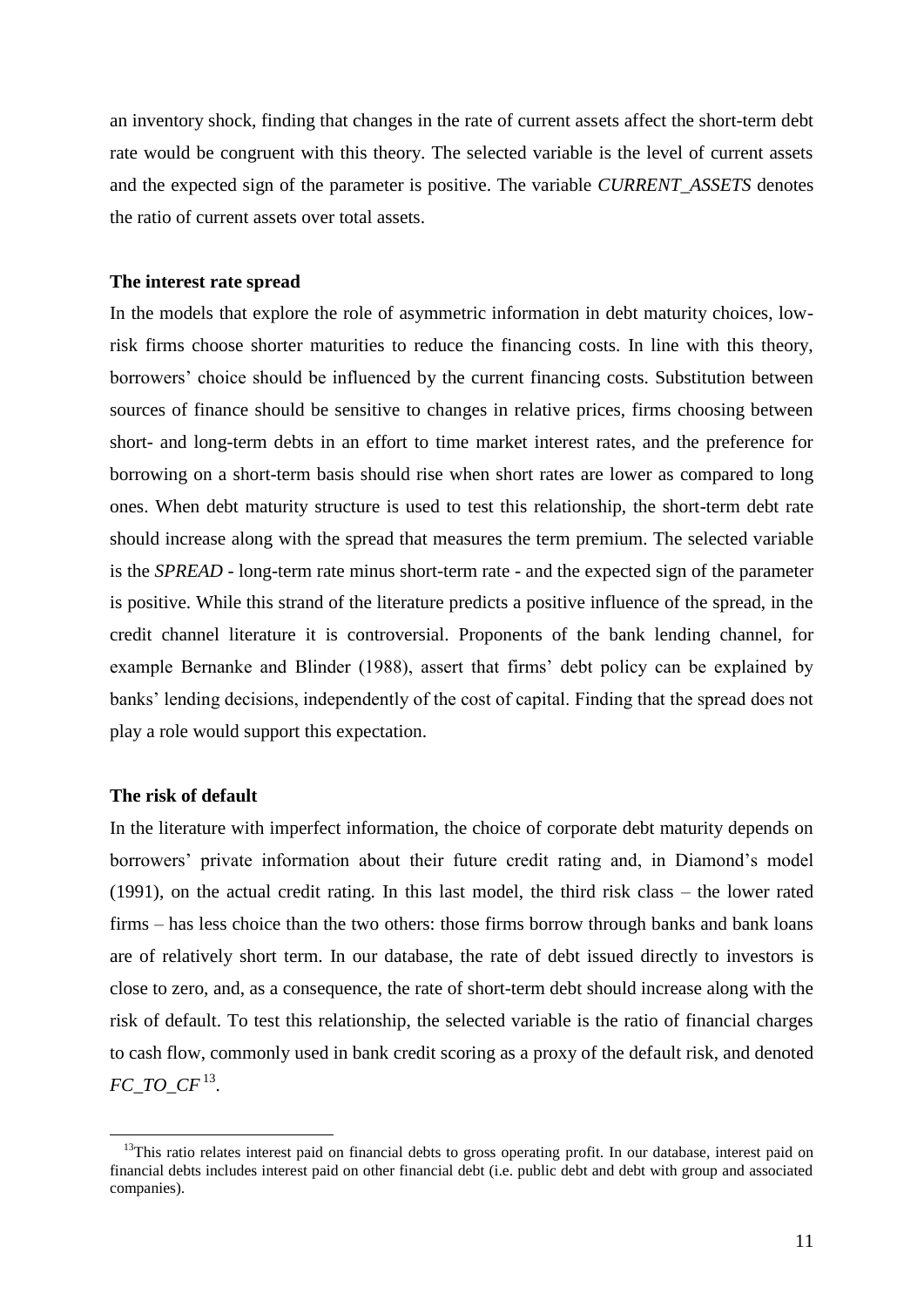an inventory shock, finding that changes in the rate of current assets affect the short-term debt rate would be congruent with this theory. The selected variable is the level of current assets and the expected sign of the parameter is positive. The variable *CURRENT_ASSETS* denotes the ratio of current assets over total assets.

**The interest rate spread**

In the models that explore the role of asymmetric information in debt maturity choices, low-risk firms choose shorter maturities to reduce the financing costs. In line with this theory, borrowers' choice should be influenced by the current financing costs. Substitution between sources of finance should be sensitive to changes in relative prices, firms choosing between short- and long-term debts in an effort to time market interest rates, and the preference for borrowing on a short-term basis should rise when short rates are lower as compared to long ones. When debt maturity structure is used to test this relationship, the short-term debt rate should increase along with the spread that measures the term premium. The selected variable is the *SPREAD* - long-term rate minus short-term rate - and the expected sign of the parameter is positive. While this strand of the literature predicts a positive influence of the spread, in the credit channel literature it is controversial. Proponents of the bank lending channel, for example Bernanke and Blinder (1988), assert that firms' debt policy can be explained by banks' lending decisions, independently of the cost of capital. Finding that the spread does not play a role would support this expectation.

**The risk of default**

In the literature with imperfect information, the choice of corporate debt maturity depends on borrowers' private information about their future credit rating and, in Diamond's model (1991), on the actual credit rating. In this last model, the third risk class – the lower rated firms – has less choice than the two others: those firms borrow through banks and bank loans are of relatively short term. In our database, the rate of debt issued directly to investors is close to zero, and, as a consequence, the rate of short-term debt should increase along with the risk of default. To test this relationship, the selected variable is the ratio of financial charges to cash flow, commonly used in bank credit scoring as a proxy of the default risk, and denoted *FC_TO_CF*[13].

[13] This ratio relates interest paid on financial debts to gross operating profit. In our database, interest paid on financial debts includes interest paid on other financial debt (i.e. public debt and debt with group and associated companies).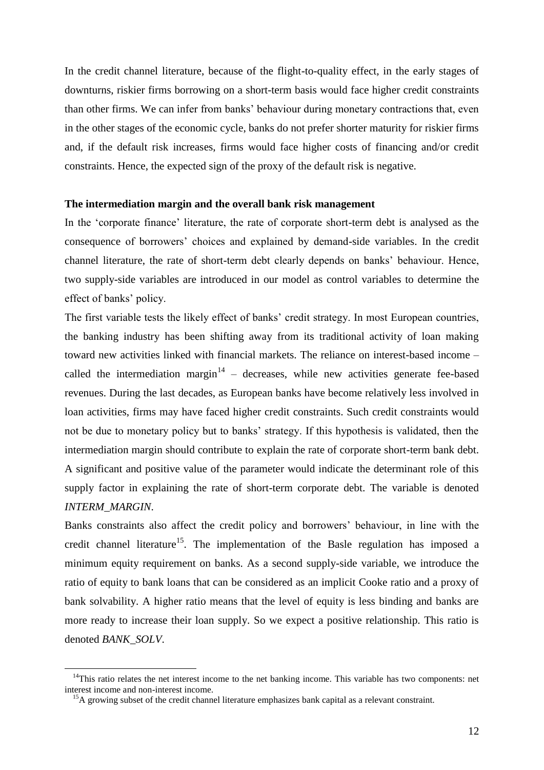In the credit channel literature, because of the flight-to-quality effect, in the early stages of downturns, riskier firms borrowing on a short-term basis would face higher credit constraints than other firms. We can infer from banks' behaviour during monetary contractions that, even in the other stages of the economic cycle, banks do not prefer shorter maturity for riskier firms and, if the default risk increases, firms would face higher costs of financing and/or credit constraints. Hence, the expected sign of the proxy of the default risk is negative.

**The intermediation margin and the overall bank risk management**

In the 'corporate finance' literature, the rate of corporate short-term debt is analysed as the consequence of borrowers' choices and explained by demand-side variables. In the credit channel literature, the rate of short-term debt clearly depends on banks' behaviour. Hence, two supply-side variables are introduced in our model as control variables to determine the effect of banks' policy.

The first variable tests the likely effect of banks' credit strategy. In most European countries, the banking industry has been shifting away from its traditional activity of loan making toward new activities linked with financial markets. The reliance on interest-based income – called the intermediation margin[14] – decreases, while new activities generate fee-based revenues. During the last decades, as European banks have become relatively less involved in loan activities, firms may have faced higher credit constraints. Such credit constraints would not be due to monetary policy but to banks' strategy. If this hypothesis is validated, then the intermediation margin should contribute to explain the rate of corporate short-term bank debt. A significant and positive value of the parameter would indicate the determinant role of this supply factor in explaining the rate of short-term corporate debt. The variable is denoted *INTERM_MARGIN*.

Banks constraints also affect the credit policy and borrowers' behaviour, in line with the credit channel literature[15]. The implementation of the Basle regulation has imposed a minimum equity requirement on banks. As a second supply-side variable, we introduce the ratio of equity to bank loans that can be considered as an implicit Cooke ratio and a proxy of bank solvability. A higher ratio means that the level of equity is less binding and banks are more ready to increase their loan supply. So we expect a positive relationship. This ratio is denoted *BANK_SOLV*.

[14] This ratio relates the net interest income to the net banking income. This variable has two components: net interest income and non-interest income.

[15] A growing subset of the credit channel literature emphasizes bank capital as a relevant constraint.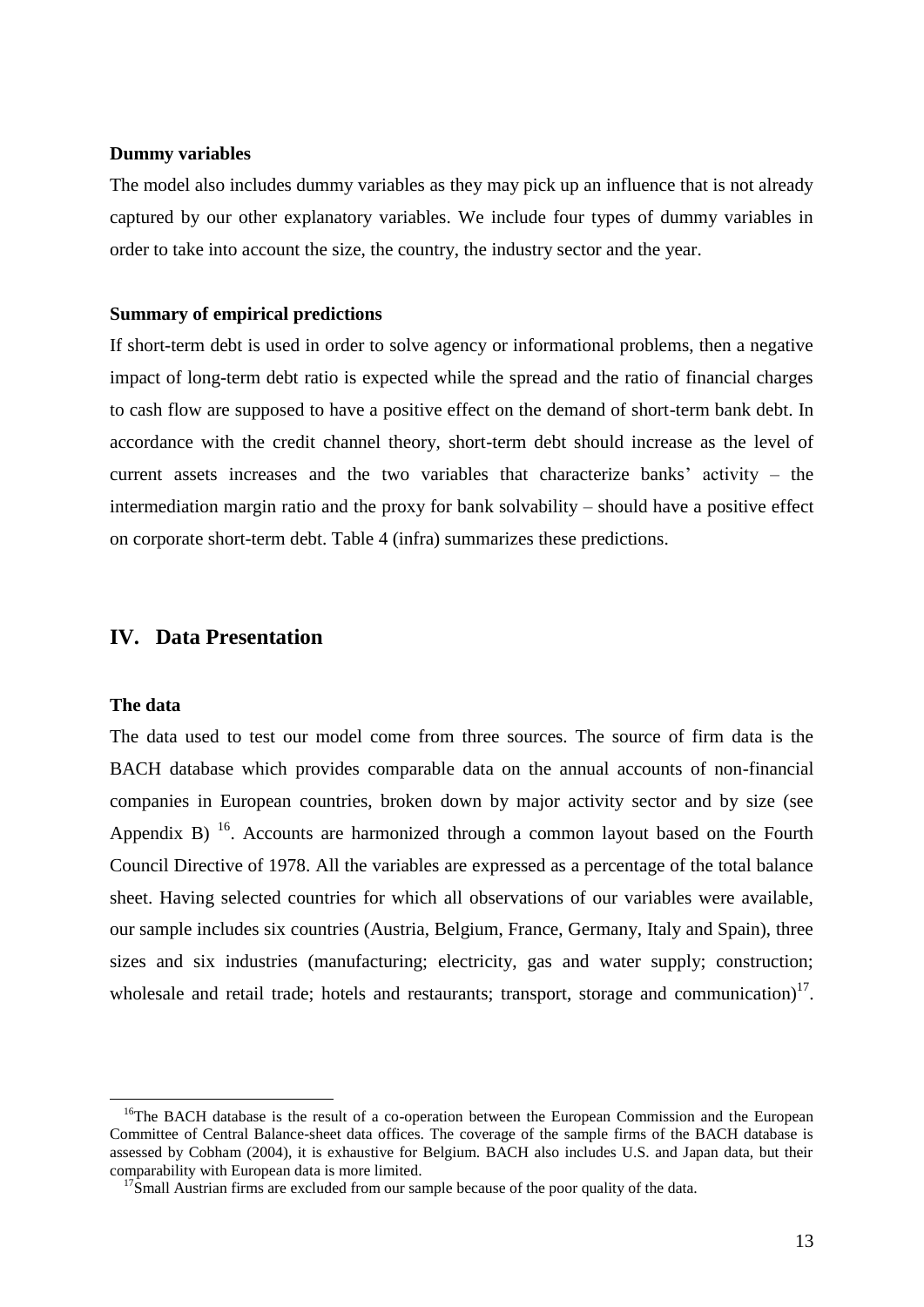**Dummy variables**

The model also includes dummy variables as they may pick up an influence that is not already captured by our other explanatory variables. We include four types of dummy variables in order to take into account the size, the country, the industry sector and the year.

**Summary of empirical predictions**

If short-term debt is used in order to solve agency or informational problems, then a negative impact of long-term debt ratio is expected while the spread and the ratio of financial charges to cash flow are supposed to have a positive effect on the demand of short-term bank debt. In accordance with the credit channel theory, short-term debt should increase as the level of current assets increases and the two variables that characterize banks' activity – the intermediation margin ratio and the proxy for bank solvability – should have a positive effect on corporate short-term debt. Table 4 (infra) summarizes these predictions.

## IV. Data Presentation

**The data**

The data used to test our model come from three sources. The source of firm data is the BACH database which provides comparable data on the annual accounts of non-financial companies in European countries, broken down by major activity sector and by size (see Appendix B) [16]. Accounts are harmonized through a common layout based on the Fourth Council Directive of 1978. All the variables are expressed as a percentage of the total balance sheet. Having selected countries for which all observations of our variables were available, our sample includes six countries (Austria, Belgium, France, Germany, Italy and Spain), three sizes and six industries (manufacturing; electricity, gas and water supply; construction; wholesale and retail trade; hotels and restaurants; transport, storage and communication)[17].

[16] The BACH database is the result of a co-operation between the European Commission and the European Committee of Central Balance-sheet data offices. The coverage of the sample firms of the BACH database is assessed by Cobham (2004), it is exhaustive for Belgium. BACH also includes U.S. and Japan data, but their comparability with European data is more limited.

[17] Small Austrian firms are excluded from our sample because of the poor quality of the data.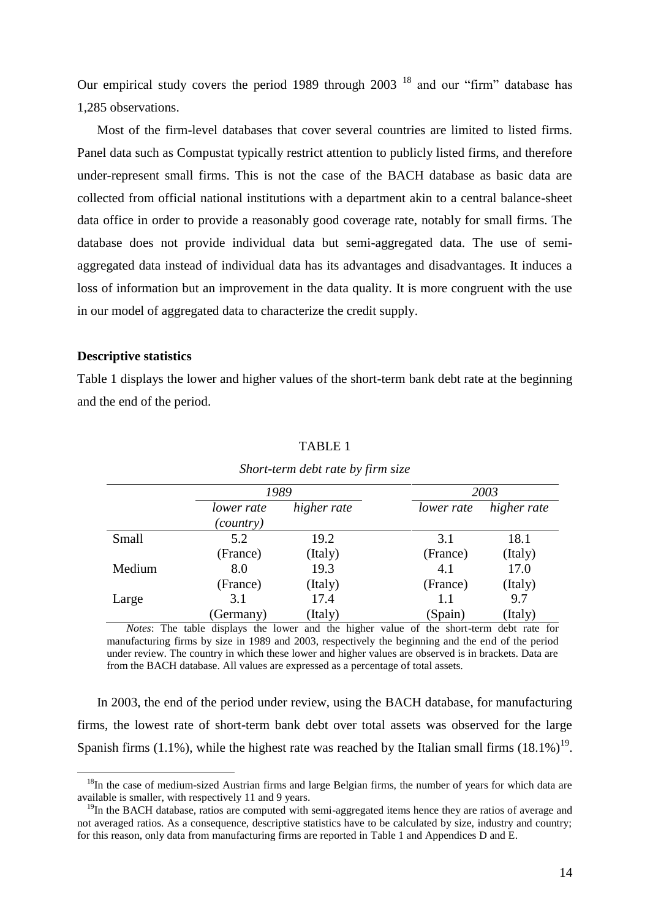Our empirical study covers the period 1989 through 2003 [18] and our "firm" database has 1,285 observations.

Most of the firm-level databases that cover several countries are limited to listed firms. Panel data such as Compustat typically restrict attention to publicly listed firms, and therefore under-represent small firms. This is not the case of the BACH database as basic data are collected from official national institutions with a department akin to a central balance-sheet data office in order to provide a reasonably good coverage rate, notably for small firms. The database does not provide individual data but semi-aggregated data. The use of semi-aggregated data instead of individual data has its advantages and disadvantages. It induces a loss of information but an improvement in the data quality. It is more congruent with the use in our model of aggregated data to characterize the credit supply.

**Descriptive statistics**

Table 1 displays the lower and higher values of the short-term bank debt rate at the beginning and the end of the period.

TABLE 1

*Short-term debt rate by firm size*

| | *1989* | | *2003* | |
|---|---|---|---|---|
| | *lower rate (country)* | *higher rate* | *lower rate* | *higher rate* |
| Small | 5.2 (France) | 19.2 (Italy) | 3.1 (France) | 18.1 (Italy) |
| Medium | 8.0 (France) | 19.3 (Italy) | 4.1 (France) | 17.0 (Italy) |
| Large | 3.1 (Germany) | 17.4 (Italy) | 1.1 (Spain) | 9.7 (Italy) |

*Notes*: The table displays the lower and the higher value of the short-term debt rate for manufacturing firms by size in 1989 and 2003, respectively the beginning and the end of the period under review. The country in which these lower and higher values are observed is in brackets. Data are from the BACH database. All values are expressed as a percentage of total assets.

In 2003, the end of the period under review, using the BACH database, for manufacturing firms, the lowest rate of short-term bank debt over total assets was observed for the large Spanish firms (1.1%), while the highest rate was reached by the Italian small firms (18.1%)[19].

[18] In the case of medium-sized Austrian firms and large Belgian firms, the number of years for which data are available is smaller, with respectively 11 and 9 years.

[19] In the BACH database, ratios are computed with semi-aggregated items hence they are ratios of average and not averaged ratios. As a consequence, descriptive statistics have to be calculated by size, industry and country; for this reason, only data from manufacturing firms are reported in Table 1 and Appendices D and E.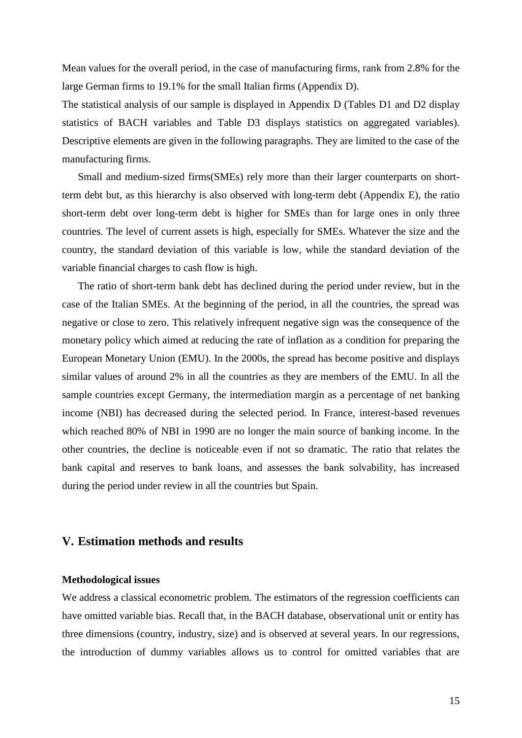Mean values for the overall period, in the case of manufacturing firms, rank from 2.8% for the large German firms to 19.1% for the small Italian firms (Appendix D).

The statistical analysis of our sample is displayed in Appendix D (Tables D1 and D2 display statistics of BACH variables and Table D3 displays statistics on aggregated variables). Descriptive elements are given in the following paragraphs. They are limited to the case of the manufacturing firms.

Small and medium-sized firms(SMEs) rely more than their larger counterparts on short-term debt but, as this hierarchy is also observed with long-term debt (Appendix E), the ratio short-term debt over long-term debt is higher for SMEs than for large ones in only three countries. The level of current assets is high, especially for SMEs. Whatever the size and the country, the standard deviation of this variable is low, while the standard deviation of the variable financial charges to cash flow is high.

The ratio of short-term bank debt has declined during the period under review, but in the case of the Italian SMEs. At the beginning of the period, in all the countries, the spread was negative or close to zero. This relatively infrequent negative sign was the consequence of the monetary policy which aimed at reducing the rate of inflation as a condition for preparing the European Monetary Union (EMU). In the 2000s, the spread has become positive and displays similar values of around 2% in all the countries as they are members of the EMU. In all the sample countries except Germany, the intermediation margin as a percentage of net banking income (NBI) has decreased during the selected period. In France, interest-based revenues which reached 80% of NBI in 1990 are no longer the main source of banking income. In the other countries, the decline is noticeable even if not so dramatic. The ratio that relates the bank capital and reserves to bank loans, and assesses the bank solvability, has increased during the period under review in all the countries but Spain.

## V. Estimation methods and results

**Methodological issues**

We address a classical econometric problem. The estimators of the regression coefficients can have omitted variable bias. Recall that, in the BACH database, observational unit or entity has three dimensions (country, industry, size) and is observed at several years. In our regressions, the introduction of dummy variables allows us to control for omitted variables that are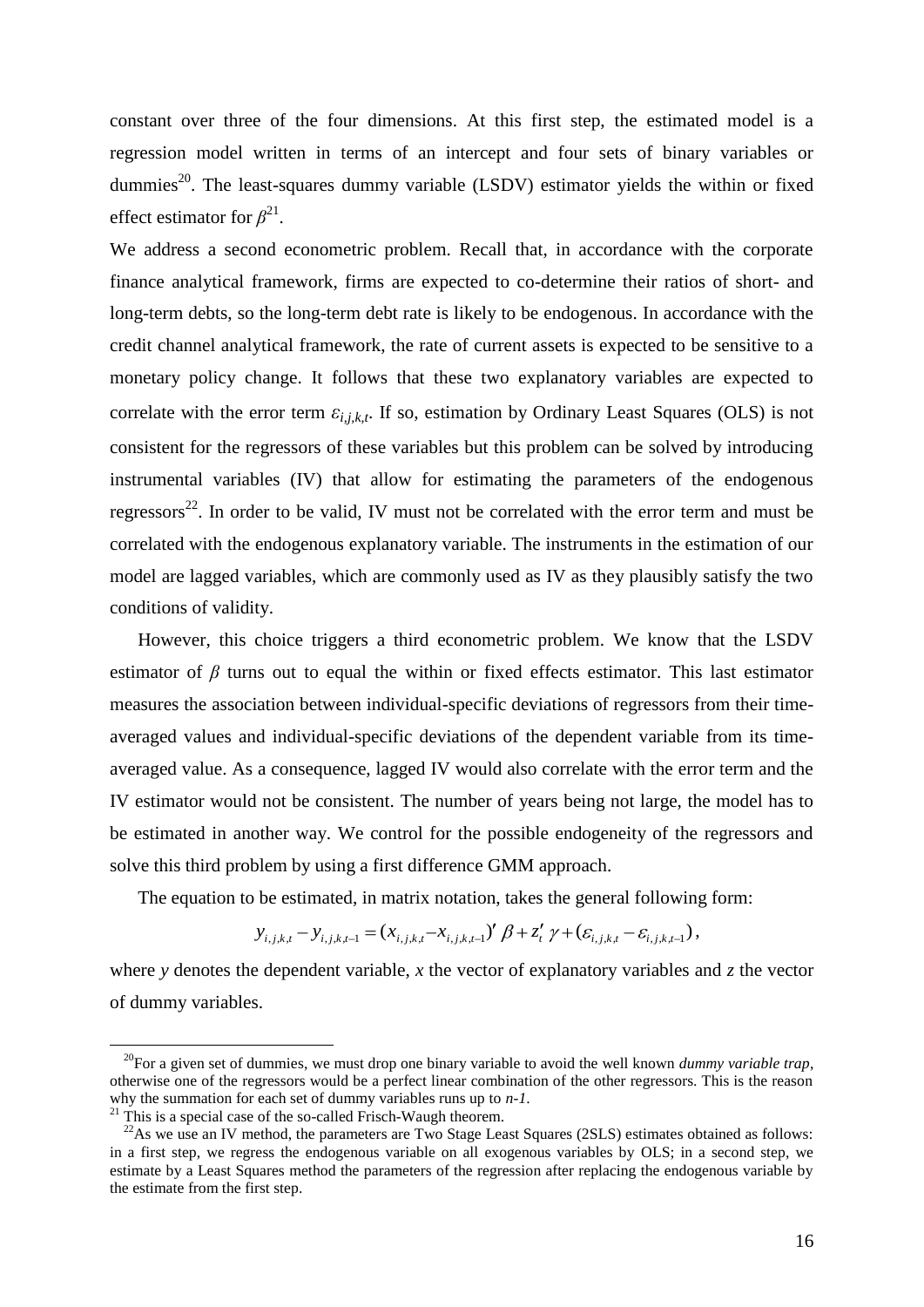constant over three of the four dimensions. At this first step, the estimated model is a regression model written in terms of an intercept and four sets of binary variables or dummies[20]. The least-squares dummy variable (LSDV) estimator yields the within or fixed effect estimator for $\beta$[21].

We address a second econometric problem. Recall that, in accordance with the corporate finance analytical framework, firms are expected to co-determine their ratios of short- and long-term debts, so the long-term debt rate is likely to be endogenous. In accordance with the credit channel analytical framework, the rate of current assets is expected to be sensitive to a monetary policy change. It follows that these two explanatory variables are expected to correlate with the error term $\varepsilon_{i,j,k,t}$. If so, estimation by Ordinary Least Squares (OLS) is not consistent for the regressors of these variables but this problem can be solved by introducing instrumental variables (IV) that allow for estimating the parameters of the endogenous regressors[22]. In order to be valid, IV must not be correlated with the error term and must be correlated with the endogenous explanatory variable. The instruments in the estimation of our model are lagged variables, which are commonly used as IV as they plausibly satisfy the two conditions of validity.

However, this choice triggers a third econometric problem. We know that the LSDV estimator of $\beta$ turns out to equal the within or fixed effects estimator. This last estimator measures the association between individual-specific deviations of regressors from their time-averaged values and individual-specific deviations of the dependent variable from its time-averaged value. As a consequence, lagged IV would also correlate with the error term and the IV estimator would not be consistent. The number of years being not large, the model has to be estimated in another way. We control for the possible endogeneity of the regressors and solve this third problem by using a first difference GMM approach.

The equation to be estimated, in matrix notation, takes the general following form:

$$y_{i,j,k,t} - y_{i,j,k,t-1} = (x_{i,j,k,t} - x_{i,j,k,t-1})' \beta + z_t' \gamma + (\varepsilon_{i,j,k,t} - \varepsilon_{i,j,k,t-1}),$$

where *y* denotes the dependent variable, *x* the vector of explanatory variables and *z* the vector of dummy variables.

---

[20] For a given set of dummies, we must drop one binary variable to avoid the well known *dummy variable trap*, otherwise one of the regressors would be a perfect linear combination of the other regressors. This is the reason why the summation for each set of dummy variables runs up to *n-1*.

[21] This is a special case of the so-called Frisch-Waugh theorem.

[22] As we use an IV method, the parameters are Two Stage Least Squares (2SLS) estimates obtained as follows: in a first step, we regress the endogenous variable on all exogenous variables by OLS; in a second step, we estimate by a Least Squares method the parameters of the regression after replacing the endogenous variable by the estimate from the first step.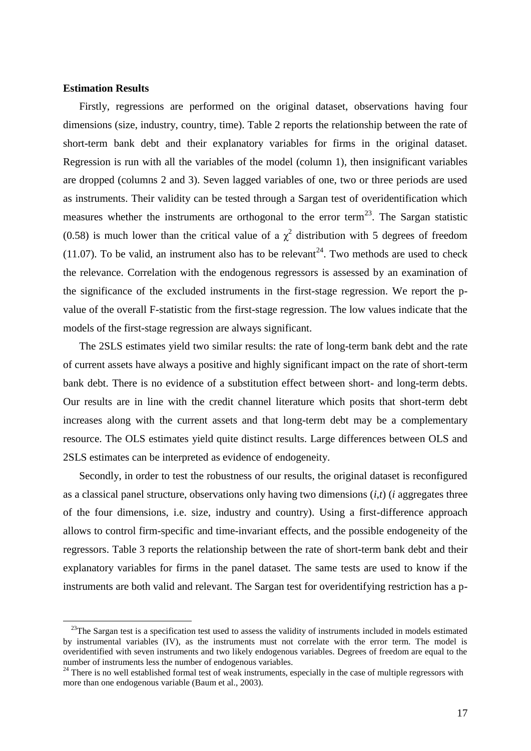**Estimation Results**

Firstly, regressions are performed on the original dataset, observations having four dimensions (size, industry, country, time). Table 2 reports the relationship between the rate of short-term bank debt and their explanatory variables for firms in the original dataset. Regression is run with all the variables of the model (column 1), then insignificant variables are dropped (columns 2 and 3). Seven lagged variables of one, two or three periods are used as instruments. Their validity can be tested through a Sargan test of overidentification which measures whether the instruments are orthogonal to the error term[23]. The Sargan statistic (0.58) is much lower than the critical value of a $\chi^2$ distribution with 5 degrees of freedom (11.07). To be valid, an instrument also has to be relevant[24]. Two methods are used to check the relevance. Correlation with the endogenous regressors is assessed by an examination of the significance of the excluded instruments in the first-stage regression. We report the p-value of the overall F-statistic from the first-stage regression. The low values indicate that the models of the first-stage regression are always significant.

The 2SLS estimates yield two similar results: the rate of long-term bank debt and the rate of current assets have always a positive and highly significant impact on the rate of short-term bank debt. There is no evidence of a substitution effect between short- and long-term debts. Our results are in line with the credit channel literature which posits that short-term debt increases along with the current assets and that long-term debt may be a complementary resource. The OLS estimates yield quite distinct results. Large differences between OLS and 2SLS estimates can be interpreted as evidence of endogeneity.

Secondly, in order to test the robustness of our results, the original dataset is reconfigured as a classical panel structure, observations only having two dimensions $(i,t)$ ($i$ aggregates three of the four dimensions, i.e. size, industry and country). Using a first-difference approach allows to control firm-specific and time-invariant effects, and the possible endogeneity of the regressors. Table 3 reports the relationship between the rate of short-term bank debt and their explanatory variables for firms in the panel dataset. The same tests are used to know if the instruments are both valid and relevant. The Sargan test for overidentifying restriction has a p-

[23] The Sargan test is a specification test used to assess the validity of instruments included in models estimated by instrumental variables (IV), as the instruments must not correlate with the error term. The model is overidentified with seven instruments and two likely endogenous variables. Degrees of freedom are equal to the number of instruments less the number of endogenous variables.

[24] There is no well established formal test of weak instruments, especially in the case of multiple regressors with more than one endogenous variable (Baum et al., 2003).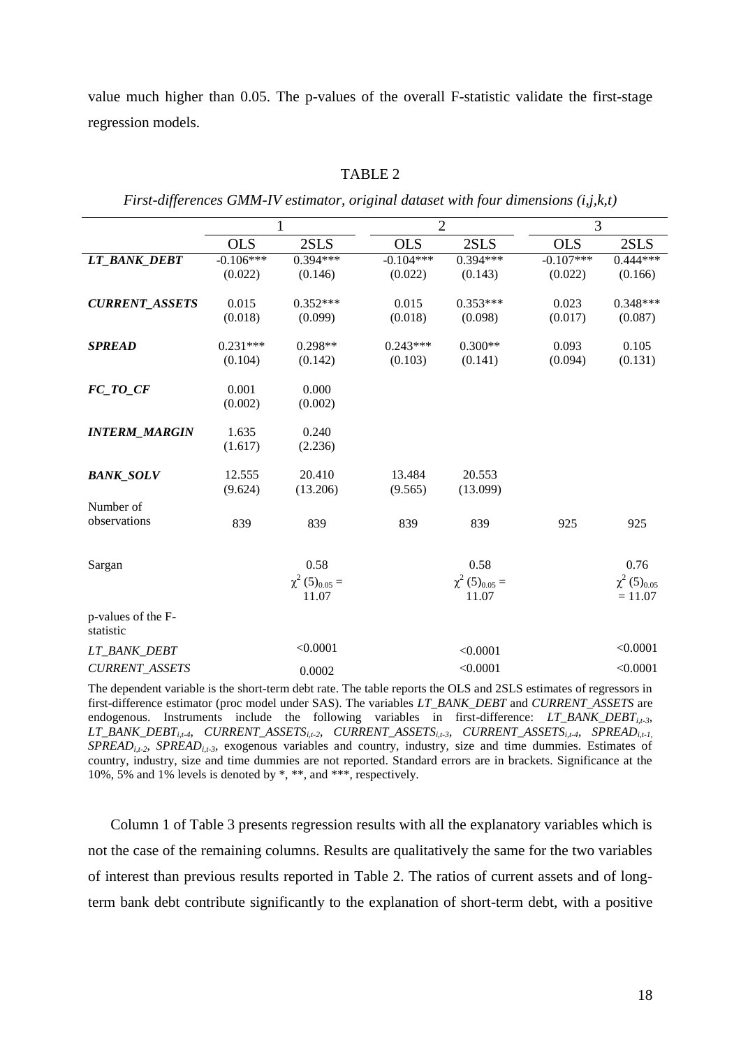value much higher than 0.05. The p-values of the overall F-statistic validate the first-stage regression models.

TABLE 2

*First-differences GMM-IV estimator, original dataset with four dimensions (i,j,k,t)*

| | 1 | | 2 | | 3 | |
|---|---|---|---|---|---|---|
| | OLS | 2SLS | OLS | 2SLS | OLS | 2SLS |
| ***LT_BANK_DEBT*** | -0.106*** | 0.394*** | -0.104*** | 0.394*** | -0.107*** | 0.444*** |
| | (0.022) | (0.146) | (0.022) | (0.143) | (0.022) | (0.166) |
| ***CURRENT_ASSETS*** | 0.015 | 0.352*** | 0.015 | 0.353*** | 0.023 | 0.348*** |
| | (0.018) | (0.099) | (0.018) | (0.098) | (0.017) | (0.087) |
| ***SPREAD*** | 0.231*** | 0.298** | 0.243*** | 0.300** | 0.093 | 0.105 |
| | (0.104) | (0.142) | (0.103) | (0.141) | (0.094) | (0.131) |
| ***FC_TO_CF*** | 0.001 | 0.000 | | | | |
| | (0.002) | (0.002) | | | | |
| ***INTERM_MARGIN*** | 1.635 | 0.240 | | | | |
| | (1.617) | (2.236) | | | | |
| ***BANK_SOLV*** | 12.555 | 20.410 | 13.484 | 20.553 | | |
| | (9.624) | (13.206) | (9.565) | (13.099) | | |
| Number of observations | 839 | 839 | 839 | 839 | 925 | 925 |
| Sargan | | 0.58 | | 0.58 | | 0.76 |
| | | $\chi^2(5)_{0.05} =$ 11.07 | | $\chi^2(5)_{0.05} =$ 11.07 | | $\chi^2(5)_{0.05} = 11.07$ |
| p-values of the F-statistic | | | | | | |
| *LT_BANK_DEBT* | | <0.0001 | | <0.0001 | | <0.0001 |
| *CURRENT_ASSETS* | | 0.0002 | | <0.0001 | | <0.0001 |

The dependent variable is the short-term debt rate. The table reports the OLS and 2SLS estimates of regressors in first-difference estimator (proc model under SAS). The variables *LT_BANK_DEBT* and *CURRENT_ASSETS* are endogenous. Instruments include the following variables in first-difference: $LT\_BANK\_DEBT_{i,t-3}$, $LT\_BANK\_DEBT_{i,t-4}$, $CURRENT\_ASSETS_{i,t-2}$, $CURRENT\_ASSETS_{i,t-3}$, $CURRENT\_ASSETS_{i,t-4}$, $SPREAD_{i,t-1}$, $SPREAD_{i,t-2}$, $SPREAD_{i,t-3}$, exogenous variables and country, industry, size and time dummies. Estimates of country, industry, size and time dummies are not reported. Standard errors are in brackets. Significance at the 10%, 5% and 1% levels is denoted by *, **, and ***, respectively.

Column 1 of Table 3 presents regression results with all the explanatory variables which is not the case of the remaining columns. Results are qualitatively the same for the two variables of interest than previous results reported in Table 2. The ratios of current assets and of long-term bank debt contribute significantly to the explanation of short-term debt, with a positive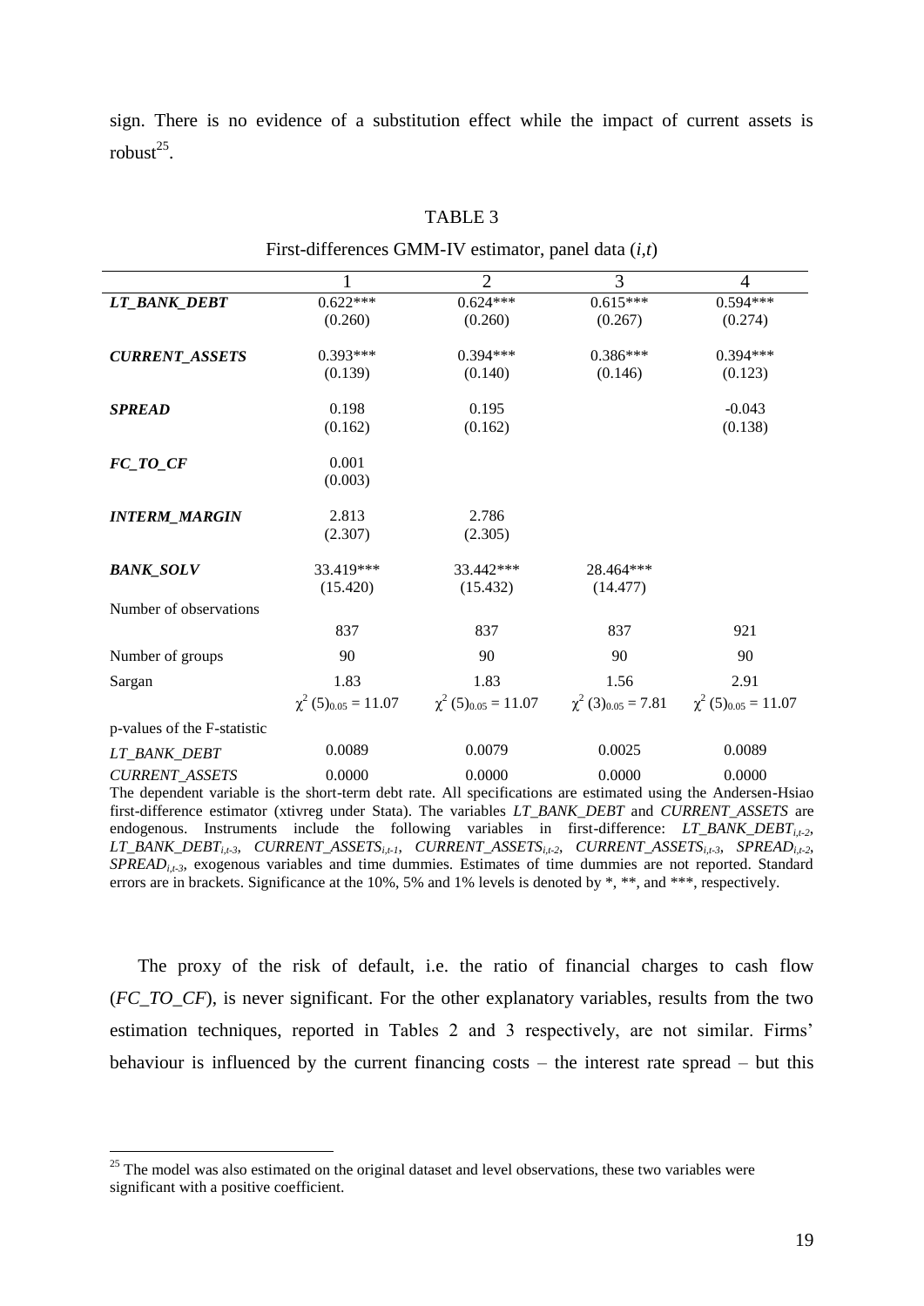sign. There is no evidence of a substitution effect while the impact of current assets is robust[25].

TABLE 3

First-differences GMM-IV estimator, panel data ($i$,$t$)

| | 1 | 2 | 3 | 4 |
|---|---|---|---|---|
| ***LT_BANK_DEBT*** | 0.622*** | 0.624*** | 0.615*** | 0.594*** |
| | (0.260) | (0.260) | (0.267) | (0.274) |
| ***CURRENT_ASSETS*** | 0.393*** | 0.394*** | 0.386*** | 0.394*** |
| | (0.139) | (0.140) | (0.146) | (0.123) |
| ***SPREAD*** | 0.198 | 0.195 | | -0.043 |
| | (0.162) | (0.162) | | (0.138) |
| ***FC_TO_CF*** | 0.001 | | | |
| | (0.003) | | | |
| ***INTERM_MARGIN*** | 2.813 | 2.786 | | |
| | (2.307) | (2.305) | | |
| ***BANK_SOLV*** | 33.419*** | 33.442*** | 28.464*** | |
| | (15.420) | (15.432) | (14.477) | |
| Number of observations | 837 | 837 | 837 | 921 |
| Number of groups | 90 | 90 | 90 | 90 |
| Sargan | 1.83 | 1.83 | 1.56 | 2.91 |
| | $\chi^2(5)_{0.05} = 11.07$ | $\chi^2(5)_{0.05} = 11.07$ | $\chi^2(3)_{0.05} = 7.81$ | $\chi^2(5)_{0.05} = 11.07$ |
| p-values of the F-statistic | | | | |
| *LT_BANK_DEBT* | 0.0089 | 0.0079 | 0.0025 | 0.0089 |
| *CURRENT_ASSETS* | 0.0000 | 0.0000 | 0.0000 | 0.0000 |

The dependent variable is the short-term debt rate. All specifications are estimated using the Andersen-Hsiao first-difference estimator (xtivreg under Stata). The variables *LT_BANK_DEBT* and *CURRENT_ASSETS* are endogenous. Instruments include the following variables in first-difference: $LT\_BANK\_DEBT_{i,t-2}$, $LT\_BANK\_DEBT_{i,t-3}$, $CURRENT\_ASSETS_{i,t-1}$, $CURRENT\_ASSETS_{i,t-2}$, $CURRENT\_ASSETS_{i,t-3}$, $SPREAD_{i,t-2}$, $SPREAD_{i,t-3}$, exogenous variables and time dummies. Estimates of time dummies are not reported. Standard errors are in brackets. Significance at the 10%, 5% and 1% levels is denoted by *, **, and ***, respectively.

The proxy of the risk of default, i.e. the ratio of financial charges to cash flow (*FC_TO_CF*), is never significant. For the other explanatory variables, results from the two estimation techniques, reported in Tables 2 and 3 respectively, are not similar. Firms' behaviour is influenced by the current financing costs – the interest rate spread – but this

[25] The model was also estimated on the original dataset and level observations, these two variables were significant with a positive coefficient.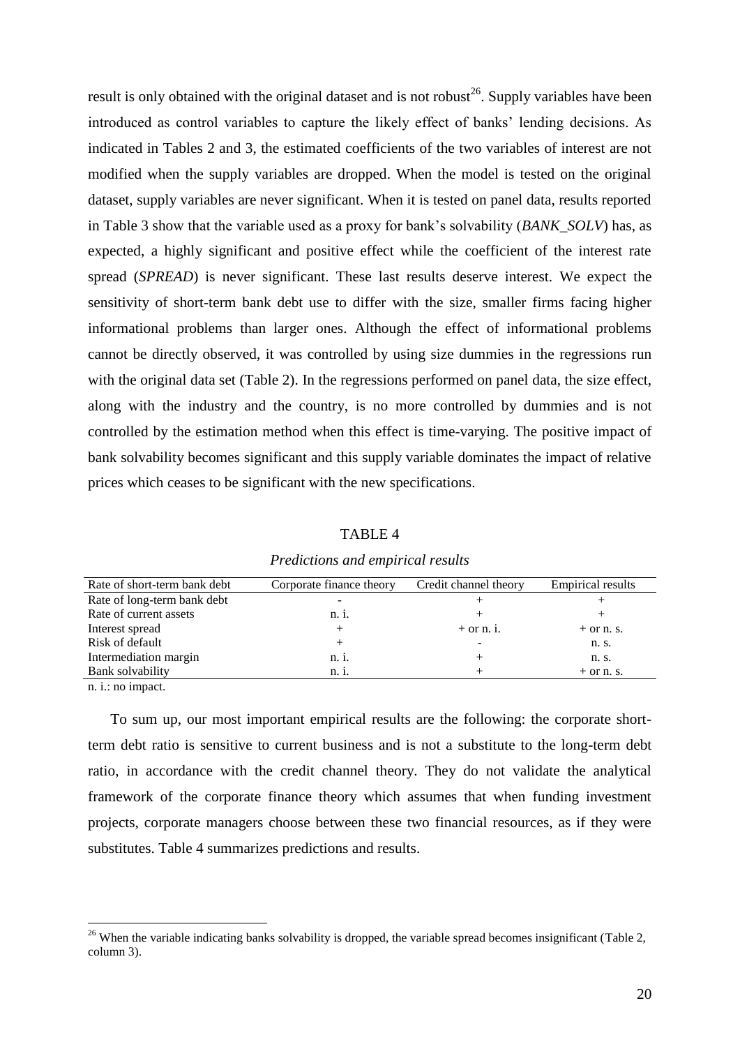result is only obtained with the original dataset and is not robust[26]. Supply variables have been introduced as control variables to capture the likely effect of banks' lending decisions. As indicated in Tables 2 and 3, the estimated coefficients of the two variables of interest are not modified when the supply variables are dropped. When the model is tested on the original dataset, supply variables are never significant. When it is tested on panel data, results reported in Table 3 show that the variable used as a proxy for bank's solvability (*BANK_SOLV*) has, as expected, a highly significant and positive effect while the coefficient of the interest rate spread (*SPREAD*) is never significant. These last results deserve interest. We expect the sensitivity of short-term bank debt use to differ with the size, smaller firms facing higher informational problems than larger ones. Although the effect of informational problems cannot be directly observed, it was controlled by using size dummies in the regressions run with the original data set (Table 2). In the regressions performed on panel data, the size effect, along with the industry and the country, is no more controlled by dummies and is not controlled by the estimation method when this effect is time-varying. The positive impact of bank solvability becomes significant and this supply variable dominates the impact of relative prices which ceases to be significant with the new specifications.

TABLE 4

*Predictions and empirical results*

| Rate of short-term bank debt | Corporate finance theory | Credit channel theory | Empirical results |
|---|---|---|---|
| Rate of long-term bank debt | - | + | + |
| Rate of current assets | n. i. | + | + |
| Interest spread | + | + or n. i. | + or n. s. |
| Risk of default | + | - | n. s. |
| Intermediation margin | n. i. | + | n. s. |
| Bank solvability | n. i. | + | + or n. s. |

n. i.: no impact.

To sum up, our most important empirical results are the following: the corporate short-term debt ratio is sensitive to current business and is not a substitute to the long-term debt ratio, in accordance with the credit channel theory. They do not validate the analytical framework of the corporate finance theory which assumes that when funding investment projects, corporate managers choose between these two financial resources, as if they were substitutes. Table 4 summarizes predictions and results.

[26] When the variable indicating banks solvability is dropped, the variable spread becomes insignificant (Table 2, column 3).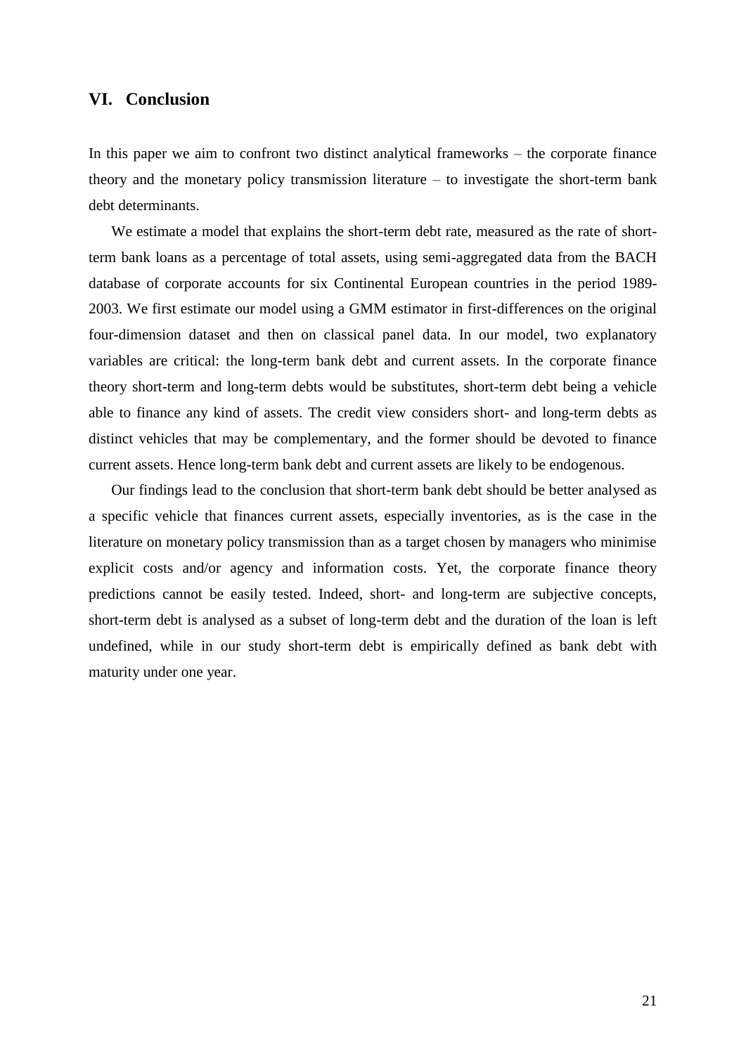## VI. Conclusion

In this paper we aim to confront two distinct analytical frameworks – the corporate finance theory and the monetary policy transmission literature – to investigate the short-term bank debt determinants.

We estimate a model that explains the short-term debt rate, measured as the rate of short-term bank loans as a percentage of total assets, using semi-aggregated data from the BACH database of corporate accounts for six Continental European countries in the period 1989-2003. We first estimate our model using a GMM estimator in first-differences on the original four-dimension dataset and then on classical panel data. In our model, two explanatory variables are critical: the long-term bank debt and current assets. In the corporate finance theory short-term and long-term debts would be substitutes, short-term debt being a vehicle able to finance any kind of assets. The credit view considers short- and long-term debts as distinct vehicles that may be complementary, and the former should be devoted to finance current assets. Hence long-term bank debt and current assets are likely to be endogenous.

Our findings lead to the conclusion that short-term bank debt should be better analysed as a specific vehicle that finances current assets, especially inventories, as is the case in the literature on monetary policy transmission than as a target chosen by managers who minimise explicit costs and/or agency and information costs. Yet, the corporate finance theory predictions cannot be easily tested. Indeed, short- and long-term are subjective concepts, short-term debt is analysed as a subset of long-term debt and the duration of the loan is left undefined, while in our study short-term debt is empirically defined as bank debt with maturity under one year.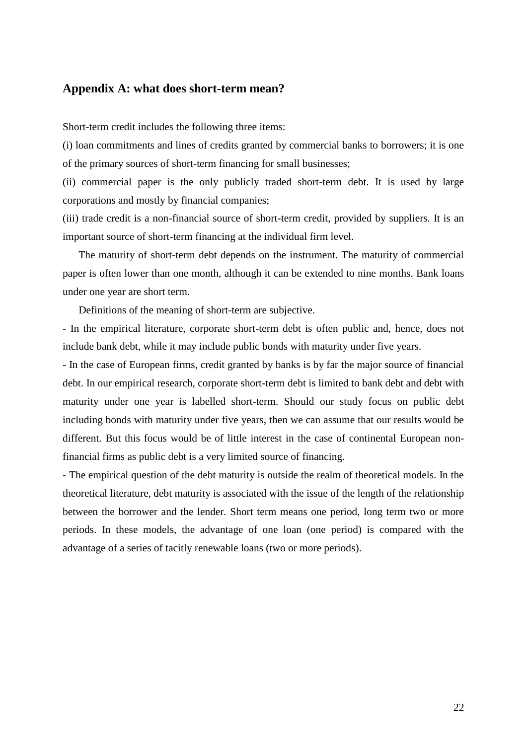## Appendix A: what does short-term mean?

Short-term credit includes the following three items:

(i) loan commitments and lines of credits granted by commercial banks to borrowers; it is one of the primary sources of short-term financing for small businesses;

(ii) commercial paper is the only publicly traded short-term debt. It is used by large corporations and mostly by financial companies;

(iii) trade credit is a non-financial source of short-term credit, provided by suppliers. It is an important source of short-term financing at the individual firm level.

The maturity of short-term debt depends on the instrument. The maturity of commercial paper is often lower than one month, although it can be extended to nine months. Bank loans under one year are short term.

Definitions of the meaning of short-term are subjective.

- In the empirical literature, corporate short-term debt is often public and, hence, does not include bank debt, while it may include public bonds with maturity under five years.
- In the case of European firms, credit granted by banks is by far the major source of financial debt. In our empirical research, corporate short-term debt is limited to bank debt and debt with maturity under one year is labelled short-term. Should our study focus on public debt including bonds with maturity under five years, then we can assume that our results would be different. But this focus would be of little interest in the case of continental European non-financial firms as public debt is a very limited source of financing.
- The empirical question of the debt maturity is outside the realm of theoretical models. In the theoretical literature, debt maturity is associated with the issue of the length of the relationship between the borrower and the lender. Short term means one period, long term two or more periods. In these models, the advantage of one loan (one period) is compared with the advantage of a series of tacitly renewable loans (two or more periods).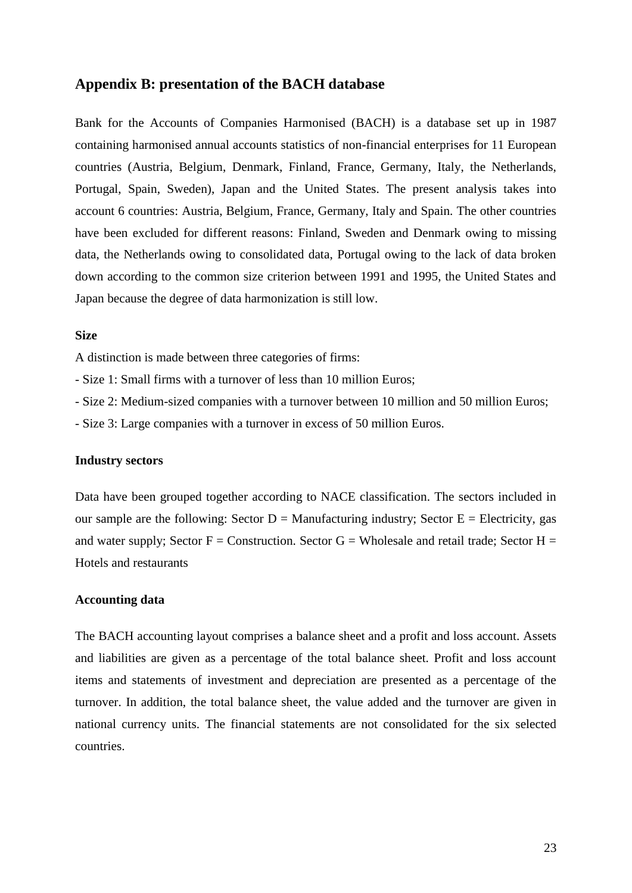## Appendix B: presentation of the BACH database

Bank for the Accounts of Companies Harmonised (BACH) is a database set up in 1987 containing harmonised annual accounts statistics of non-financial enterprises for 11 European countries (Austria, Belgium, Denmark, Finland, France, Germany, Italy, the Netherlands, Portugal, Spain, Sweden), Japan and the United States. The present analysis takes into account 6 countries: Austria, Belgium, France, Germany, Italy and Spain. The other countries have been excluded for different reasons: Finland, Sweden and Denmark owing to missing data, the Netherlands owing to consolidated data, Portugal owing to the lack of data broken down according to the common size criterion between 1991 and 1995, the United States and Japan because the degree of data harmonization is still low.

**Size**

A distinction is made between three categories of firms:

- Size 1: Small firms with a turnover of less than 10 million Euros;
- Size 2: Medium-sized companies with a turnover between 10 million and 50 million Euros;
- Size 3: Large companies with a turnover in excess of 50 million Euros.

**Industry sectors**

Data have been grouped together according to NACE classification. The sectors included in our sample are the following: Sector D = Manufacturing industry; Sector E = Electricity, gas and water supply; Sector F = Construction. Sector G = Wholesale and retail trade; Sector H = Hotels and restaurants

**Accounting data**

The BACH accounting layout comprises a balance sheet and a profit and loss account. Assets and liabilities are given as a percentage of the total balance sheet. Profit and loss account items and statements of investment and depreciation are presented as a percentage of the turnover. In addition, the total balance sheet, the value added and the turnover are given in national currency units. The financial statements are not consolidated for the six selected countries.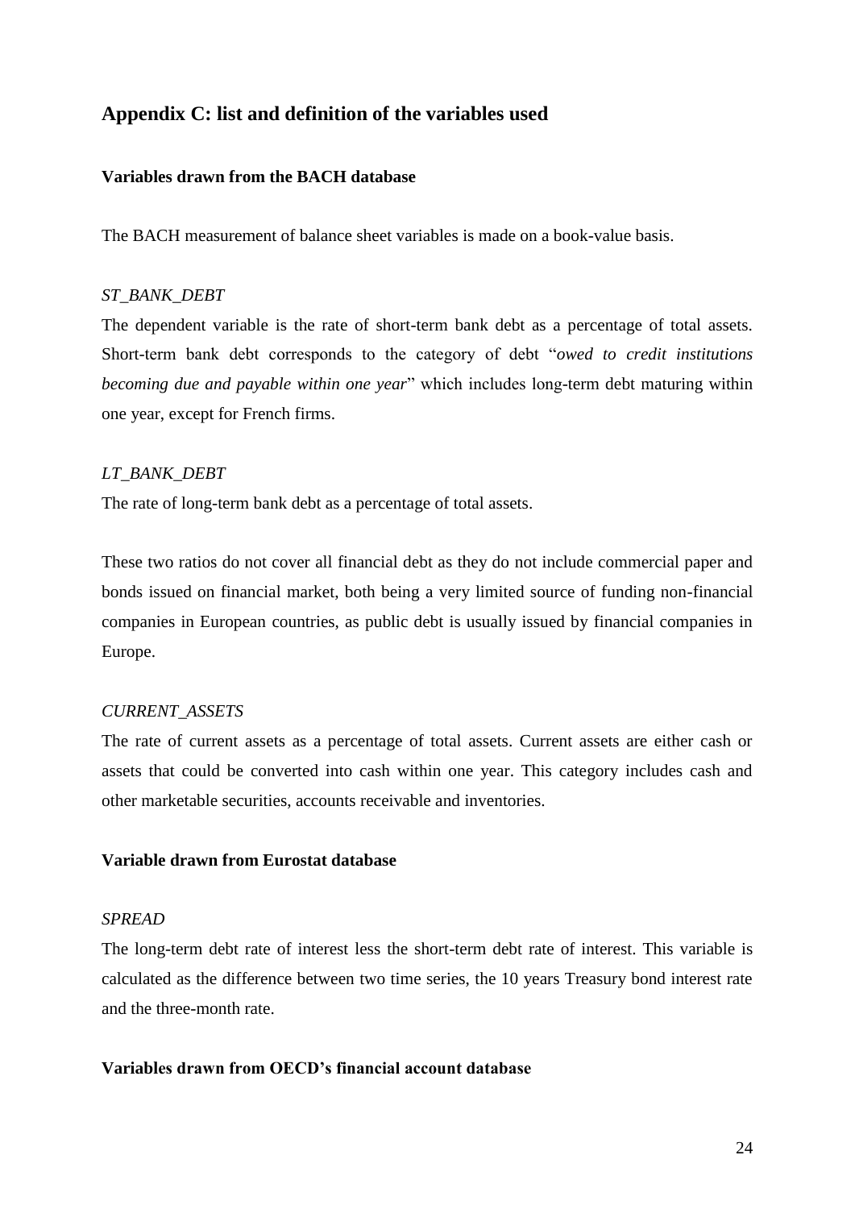## Appendix C: list and definition of the variables used

### Variables drawn from the BACH database

The BACH measurement of balance sheet variables is made on a book-value basis.

*ST_BANK_DEBT*

The dependent variable is the rate of short-term bank debt as a percentage of total assets. Short-term bank debt corresponds to the category of debt "*owed to credit institutions becoming due and payable within one year*" which includes long-term debt maturing within one year, except for French firms.

*LT_BANK_DEBT*

The rate of long-term bank debt as a percentage of total assets.

These two ratios do not cover all financial debt as they do not include commercial paper and bonds issued on financial market, both being a very limited source of funding non-financial companies in European countries, as public debt is usually issued by financial companies in Europe.

*CURRENT_ASSETS*

The rate of current assets as a percentage of total assets. Current assets are either cash or assets that could be converted into cash within one year. This category includes cash and other marketable securities, accounts receivable and inventories.

### Variable drawn from Eurostat database

*SPREAD*

The long-term debt rate of interest less the short-term debt rate of interest. This variable is calculated as the difference between two time series, the 10 years Treasury bond interest rate and the three-month rate.

### Variables drawn from OECD's financial account database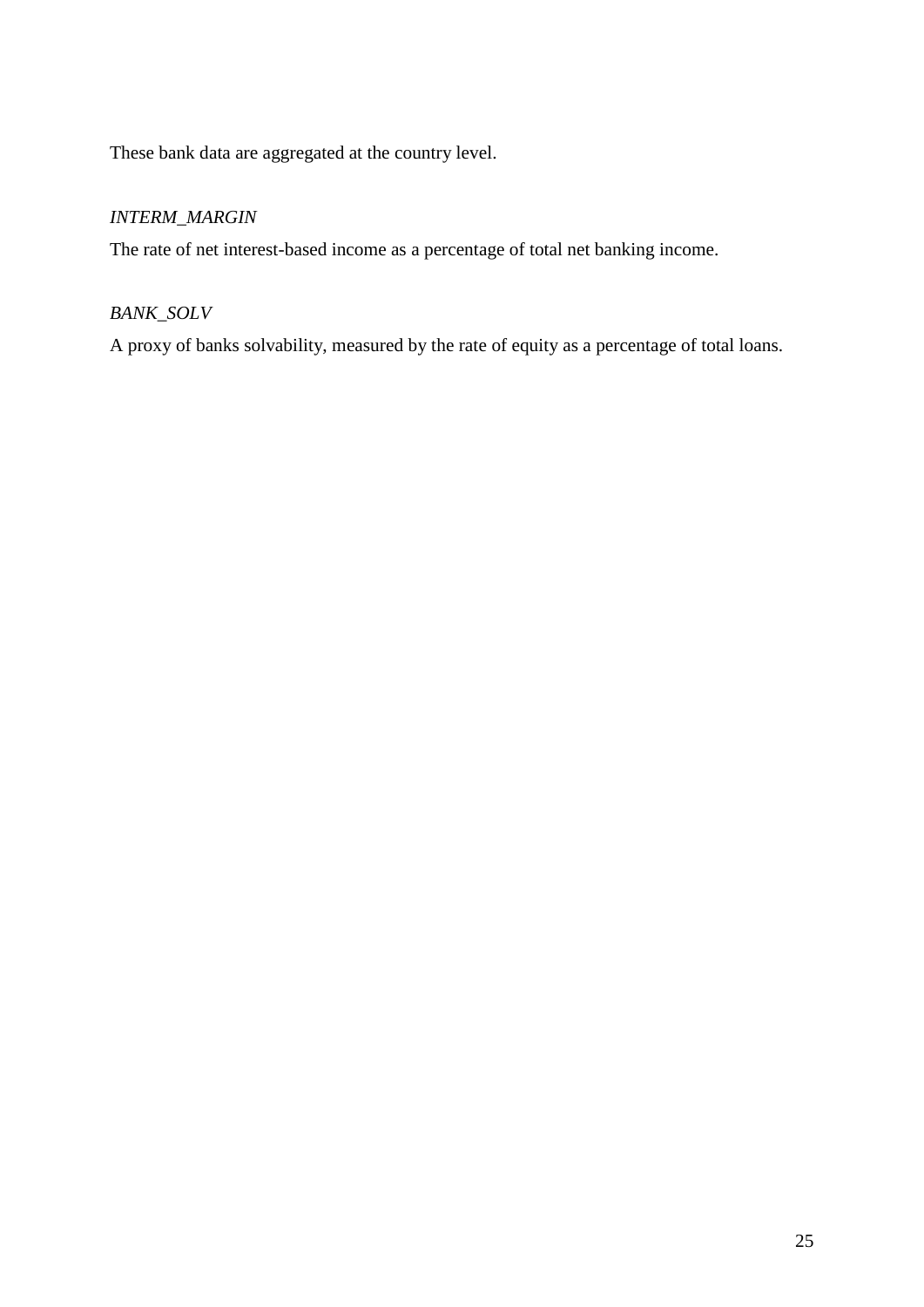These bank data are aggregated at the country level.

*INTERM_MARGIN*

The rate of net interest-based income as a percentage of total net banking income.

*BANK_SOLV*

A proxy of banks solvability, measured by the rate of equity as a percentage of total loans.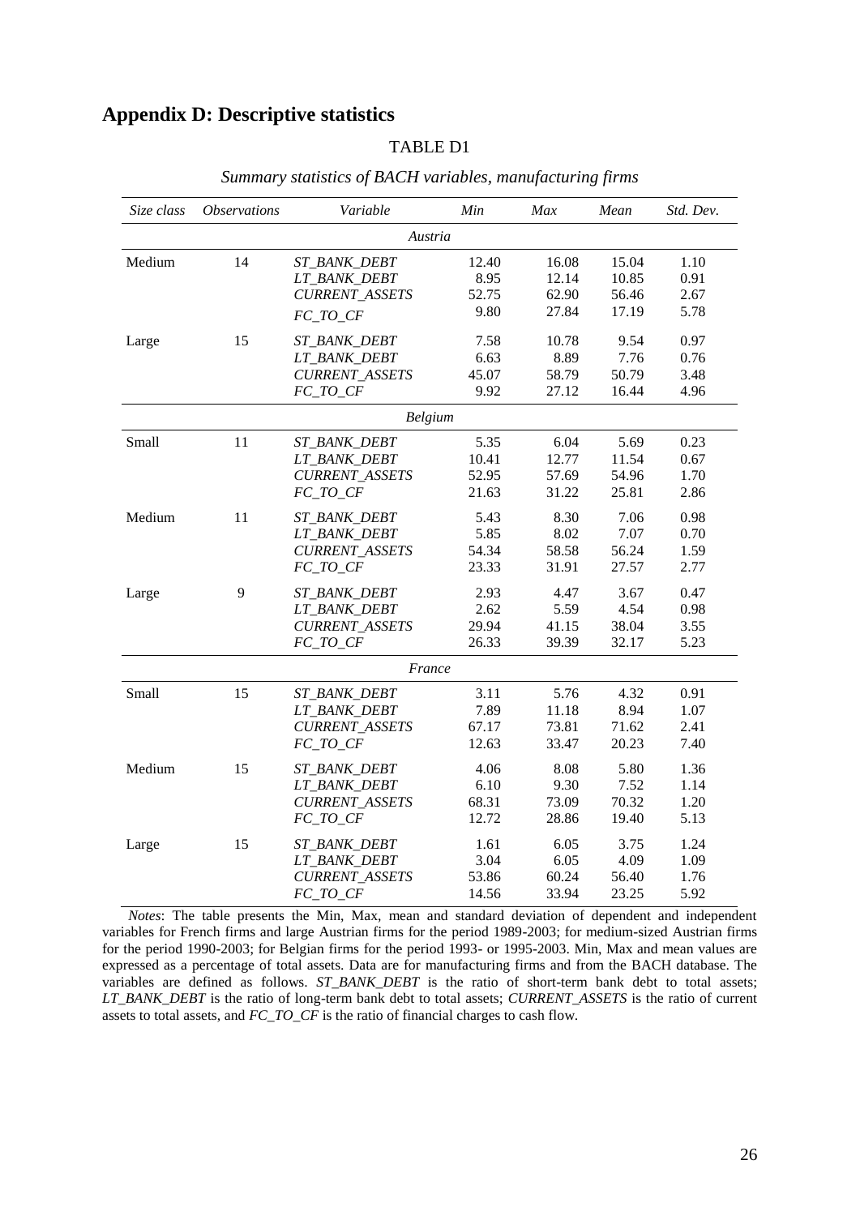## Appendix D: Descriptive statistics

TABLE D1

*Summary statistics of BACH variables, manufacturing firms*

| *Size class* | *Observations* | *Variable* | *Min* | *Max* | *Mean* | *Std. Dev.* |
|---|---|---|---|---|---|---|
| | | *Austria* | | | | |
| Medium | 14 | *ST_BANK_DEBT* | 12.40 | 16.08 | 15.04 | 1.10 |
| | | *LT_BANK_DEBT* | 8.95 | 12.14 | 10.85 | 0.91 |
| | | *CURRENT_ASSETS* | 52.75 | 62.90 | 56.46 | 2.67 |
| | | *FC_TO_CF* | 9.80 | 27.84 | 17.19 | 5.78 |
| Large | 15 | *ST_BANK_DEBT* | 7.58 | 10.78 | 9.54 | 0.97 |
| | | *LT_BANK_DEBT* | 6.63 | 8.89 | 7.76 | 0.76 |
| | | *CURRENT_ASSETS* | 45.07 | 58.79 | 50.79 | 3.48 |
| | | *FC_TO_CF* | 9.92 | 27.12 | 16.44 | 4.96 |
| | | *Belgium* | | | | |
| Small | 11 | *ST_BANK_DEBT* | 5.35 | 6.04 | 5.69 | 0.23 |
| | | *LT_BANK_DEBT* | 10.41 | 12.77 | 11.54 | 0.67 |
| | | *CURRENT_ASSETS* | 52.95 | 57.69 | 54.96 | 1.70 |
| | | *FC_TO_CF* | 21.63 | 31.22 | 25.81 | 2.86 |
| Medium | 11 | *ST_BANK_DEBT* | 5.43 | 8.30 | 7.06 | 0.98 |
| | | *LT_BANK_DEBT* | 5.85 | 8.02 | 7.07 | 0.70 |
| | | *CURRENT_ASSETS* | 54.34 | 58.58 | 56.24 | 1.59 |
| | | *FC_TO_CF* | 23.33 | 31.91 | 27.57 | 2.77 |
| Large | 9 | *ST_BANK_DEBT* | 2.93 | 4.47 | 3.67 | 0.47 |
| | | *LT_BANK_DEBT* | 2.62 | 5.59 | 4.54 | 0.98 |
| | | *CURRENT_ASSETS* | 29.94 | 41.15 | 38.04 | 3.55 |
| | | *FC_TO_CF* | 26.33 | 39.39 | 32.17 | 5.23 |
| | | *France* | | | | |
| Small | 15 | *ST_BANK_DEBT* | 3.11 | 5.76 | 4.32 | 0.91 |
| | | *LT_BANK_DEBT* | 7.89 | 11.18 | 8.94 | 1.07 |
| | | *CURRENT_ASSETS* | 67.17 | 73.81 | 71.62 | 2.41 |
| | | *FC_TO_CF* | 12.63 | 33.47 | 20.23 | 7.40 |
| Medium | 15 | *ST_BANK_DEBT* | 4.06 | 8.08 | 5.80 | 1.36 |
| | | *LT_BANK_DEBT* | 6.10 | 9.30 | 7.52 | 1.14 |
| | | *CURRENT_ASSETS* | 68.31 | 73.09 | 70.32 | 1.20 |
| | | *FC_TO_CF* | 12.72 | 28.86 | 19.40 | 5.13 |
| Large | 15 | *ST_BANK_DEBT* | 1.61 | 6.05 | 3.75 | 1.24 |
| | | *LT_BANK_DEBT* | 3.04 | 6.05 | 4.09 | 1.09 |
| | | *CURRENT_ASSETS* | 53.86 | 60.24 | 56.40 | 1.76 |
| | | *FC_TO_CF* | 14.56 | 33.94 | 23.25 | 5.92 |

*Notes*: The table presents the Min, Max, mean and standard deviation of dependent and independent variables for French firms and large Austrian firms for the period 1989-2003; for medium-sized Austrian firms for the period 1990-2003; for Belgian firms for the period 1993- or 1995-2003. Min, Max and mean values are expressed as a percentage of total assets. Data are for manufacturing firms and from the BACH database. The variables are defined as follows. *ST_BANK_DEBT* is the ratio of short-term bank debt to total assets; *LT_BANK_DEBT* is the ratio of long-term bank debt to total assets; *CURRENT_ASSETS* is the ratio of current assets to total assets, and *FC_TO_CF* is the ratio of financial charges to cash flow.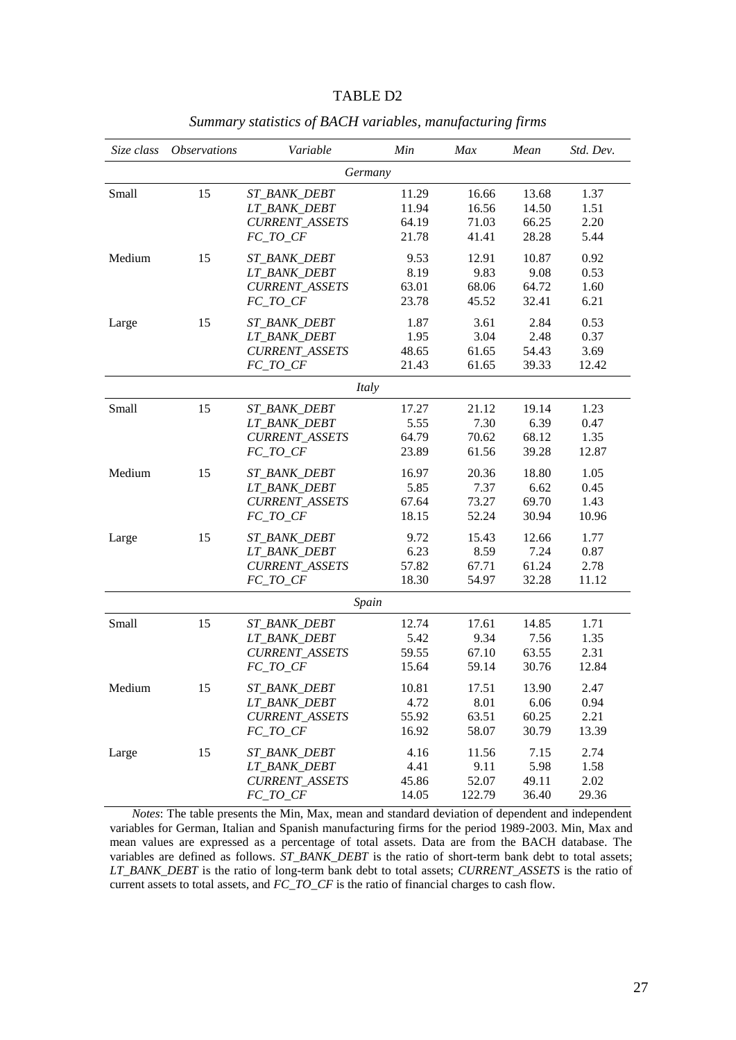TABLE D2

*Summary statistics of BACH variables, manufacturing firms*

| *Size class* | *Observations* | *Variable* | *Min* | *Max* | *Mean* | *Std. Dev.* |
|---|---|---|---|---|---|---|
| | | *Germany* | | | | |
| Small | 15 | *ST_BANK_DEBT* | 11.29 | 16.66 | 13.68 | 1.37 |
| | | *LT_BANK_DEBT* | 11.94 | 16.56 | 14.50 | 1.51 |
| | | *CURRENT_ASSETS* | 64.19 | 71.03 | 66.25 | 2.20 |
| | | *FC_TO_CF* | 21.78 | 41.41 | 28.28 | 5.44 |
| Medium | 15 | *ST_BANK_DEBT* | 9.53 | 12.91 | 10.87 | 0.92 |
| | | *LT_BANK_DEBT* | 8.19 | 9.83 | 9.08 | 0.53 |
| | | *CURRENT_ASSETS* | 63.01 | 68.06 | 64.72 | 1.60 |
| | | *FC_TO_CF* | 23.78 | 45.52 | 32.41 | 6.21 |
| Large | 15 | *ST_BANK_DEBT* | 1.87 | 3.61 | 2.84 | 0.53 |
| | | *LT_BANK_DEBT* | 1.95 | 3.04 | 2.48 | 0.37 |
| | | *CURRENT_ASSETS* | 48.65 | 61.65 | 54.43 | 3.69 |
| | | *FC_TO_CF* | 21.43 | 61.65 | 39.33 | 12.42 |
| | | *Italy* | | | | |
| Small | 15 | *ST_BANK_DEBT* | 17.27 | 21.12 | 19.14 | 1.23 |
| | | *LT_BANK_DEBT* | 5.55 | 7.30 | 6.39 | 0.47 |
| | | *CURRENT_ASSETS* | 64.79 | 70.62 | 68.12 | 1.35 |
| | | *FC_TO_CF* | 23.89 | 61.56 | 39.28 | 12.87 |
| Medium | 15 | *ST_BANK_DEBT* | 16.97 | 20.36 | 18.80 | 1.05 |
| | | *LT_BANK_DEBT* | 5.85 | 7.37 | 6.62 | 0.45 |
| | | *CURRENT_ASSETS* | 67.64 | 73.27 | 69.70 | 1.43 |
| | | *FC_TO_CF* | 18.15 | 52.24 | 30.94 | 10.96 |
| Large | 15 | *ST_BANK_DEBT* | 9.72 | 15.43 | 12.66 | 1.77 |
| | | *LT_BANK_DEBT* | 6.23 | 8.59 | 7.24 | 0.87 |
| | | *CURRENT_ASSETS* | 57.82 | 67.71 | 61.24 | 2.78 |
| | | *FC_TO_CF* | 18.30 | 54.97 | 32.28 | 11.12 |
| | | *Spain* | | | | |
| Small | 15 | *ST_BANK_DEBT* | 12.74 | 17.61 | 14.85 | 1.71 |
| | | *LT_BANK_DEBT* | 5.42 | 9.34 | 7.56 | 1.35 |
| | | *CURRENT_ASSETS* | 59.55 | 67.10 | 63.55 | 2.31 |
| | | *FC_TO_CF* | 15.64 | 59.14 | 30.76 | 12.84 |
| Medium | 15 | *ST_BANK_DEBT* | 10.81 | 17.51 | 13.90 | 2.47 |
| | | *LT_BANK_DEBT* | 4.72 | 8.01 | 6.06 | 0.94 |
| | | *CURRENT_ASSETS* | 55.92 | 63.51 | 60.25 | 2.21 |
| | | *FC_TO_CF* | 16.92 | 58.07 | 30.79 | 13.39 |
| Large | 15 | *ST_BANK_DEBT* | 4.16 | 11.56 | 7.15 | 2.74 |
| | | *LT_BANK_DEBT* | 4.41 | 9.11 | 5.98 | 1.58 |
| | | *CURRENT_ASSETS* | 45.86 | 52.07 | 49.11 | 2.02 |
| | | *FC_TO_CF* | 14.05 | 122.79 | 36.40 | 29.36 |

*Notes*: The table presents the Min, Max, mean and standard deviation of dependent and independent variables for German, Italian and Spanish manufacturing firms for the period 1989-2003. Min, Max and mean values are expressed as a percentage of total assets. Data are from the BACH database. The variables are defined as follows. *ST_BANK_DEBT* is the ratio of short-term bank debt to total assets; *LT_BANK_DEBT* is the ratio of long-term bank debt to total assets; *CURRENT_ASSETS* is the ratio of current assets to total assets, and *FC_TO_CF* is the ratio of financial charges to cash flow.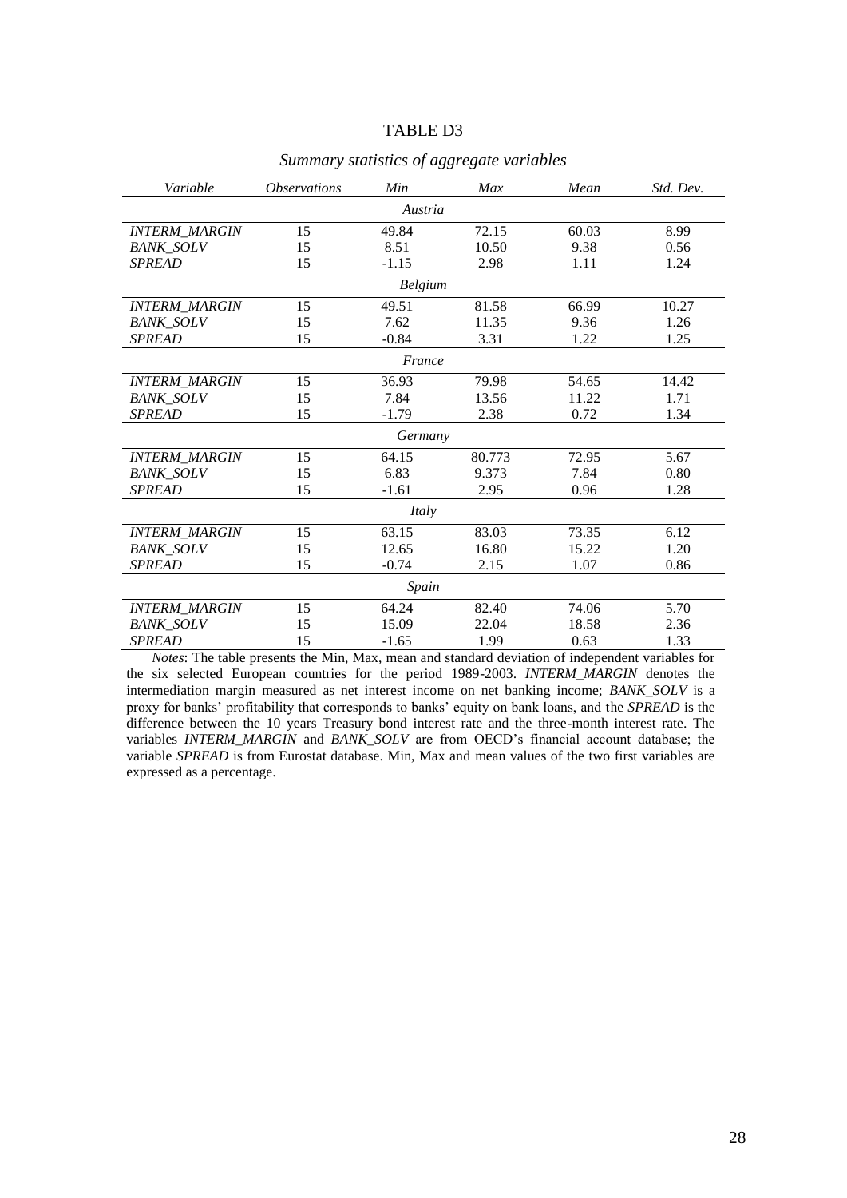TABLE D3

*Summary statistics of aggregate variables*

| *Variable* | *Observations* | *Min* | *Max* | *Mean* | *Std. Dev.* |
|---|---|---|---|---|---|
| | | *Austria* | | | |
| *INTERM_MARGIN* | 15 | 49.84 | 72.15 | 60.03 | 8.99 |
| *BANK_SOLV* | 15 | 8.51 | 10.50 | 9.38 | 0.56 |
| *SPREAD* | 15 | -1.15 | 2.98 | 1.11 | 1.24 |
| | | *Belgium* | | | |
| *INTERM_MARGIN* | 15 | 49.51 | 81.58 | 66.99 | 10.27 |
| *BANK_SOLV* | 15 | 7.62 | 11.35 | 9.36 | 1.26 |
| *SPREAD* | 15 | -0.84 | 3.31 | 1.22 | 1.25 |
| | | *France* | | | |
| *INTERM_MARGIN* | 15 | 36.93 | 79.98 | 54.65 | 14.42 |
| *BANK_SOLV* | 15 | 7.84 | 13.56 | 11.22 | 1.71 |
| *SPREAD* | 15 | -1.79 | 2.38 | 0.72 | 1.34 |
| | | *Germany* | | | |
| *INTERM_MARGIN* | 15 | 64.15 | 80.773 | 72.95 | 5.67 |
| *BANK_SOLV* | 15 | 6.83 | 9.373 | 7.84 | 0.80 |
| *SPREAD* | 15 | -1.61 | 2.95 | 0.96 | 1.28 |
| | | *Italy* | | | |
| *INTERM_MARGIN* | 15 | 63.15 | 83.03 | 73.35 | 6.12 |
| *BANK_SOLV* | 15 | 12.65 | 16.80 | 15.22 | 1.20 |
| *SPREAD* | 15 | -0.74 | 2.15 | 1.07 | 0.86 |
| | | *Spain* | | | |
| *INTERM_MARGIN* | 15 | 64.24 | 82.40 | 74.06 | 5.70 |
| *BANK_SOLV* | 15 | 15.09 | 22.04 | 18.58 | 2.36 |
| *SPREAD* | 15 | -1.65 | 1.99 | 0.63 | 1.33 |

*Notes*: The table presents the Min, Max, mean and standard deviation of independent variables for the six selected European countries for the period 1989-2003. *INTERM_MARGIN* denotes the intermediation margin measured as net interest income on net banking income; *BANK_SOLV* is a proxy for banks' profitability that corresponds to banks' equity on bank loans, and the *SPREAD* is the difference between the 10 years Treasury bond interest rate and the three-month interest rate. The variables *INTERM_MARGIN* and *BANK_SOLV* are from OECD's financial account database; the variable *SPREAD* is from Eurostat database. Min, Max and mean values of the two first variables are expressed as a percentage.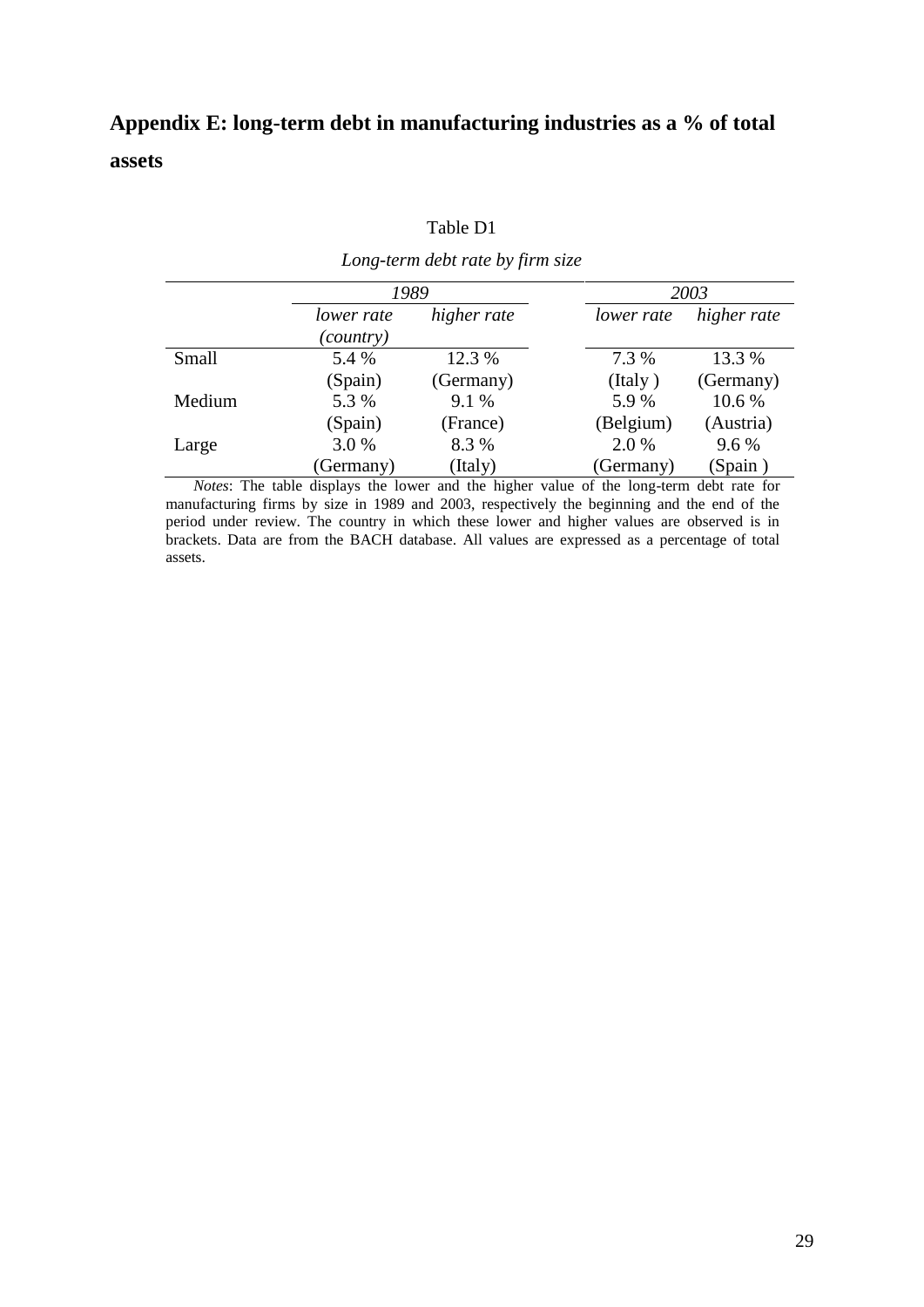## Appendix E: long-term debt in manufacturing industries as a % of total assets

Table D1

*Long-term debt rate by firm size*

| | *1989* | | *2003* | |
|---|---|---|---|---|
| | *lower rate (country)* | *higher rate* | *lower rate* | *higher rate* |
| Small | 5.4 % (Spain) | 12.3 % (Germany) | 7.3 % (Italy ) | 13.3 % (Germany) |
| Medium | 5.3 % (Spain) | 9.1 % (France) | 5.9 % (Belgium) | 10.6 % (Austria) |
| Large | 3.0 % (Germany) | 8.3 % (Italy) | 2.0 % (Germany) | 9.6 % (Spain ) |

*Notes*: The table displays the lower and the higher value of the long-term debt rate for manufacturing firms by size in 1989 and 2003, respectively the beginning and the end of the period under review. The country in which these lower and higher values are observed is in brackets. Data are from the BACH database. All values are expressed as a percentage of total assets.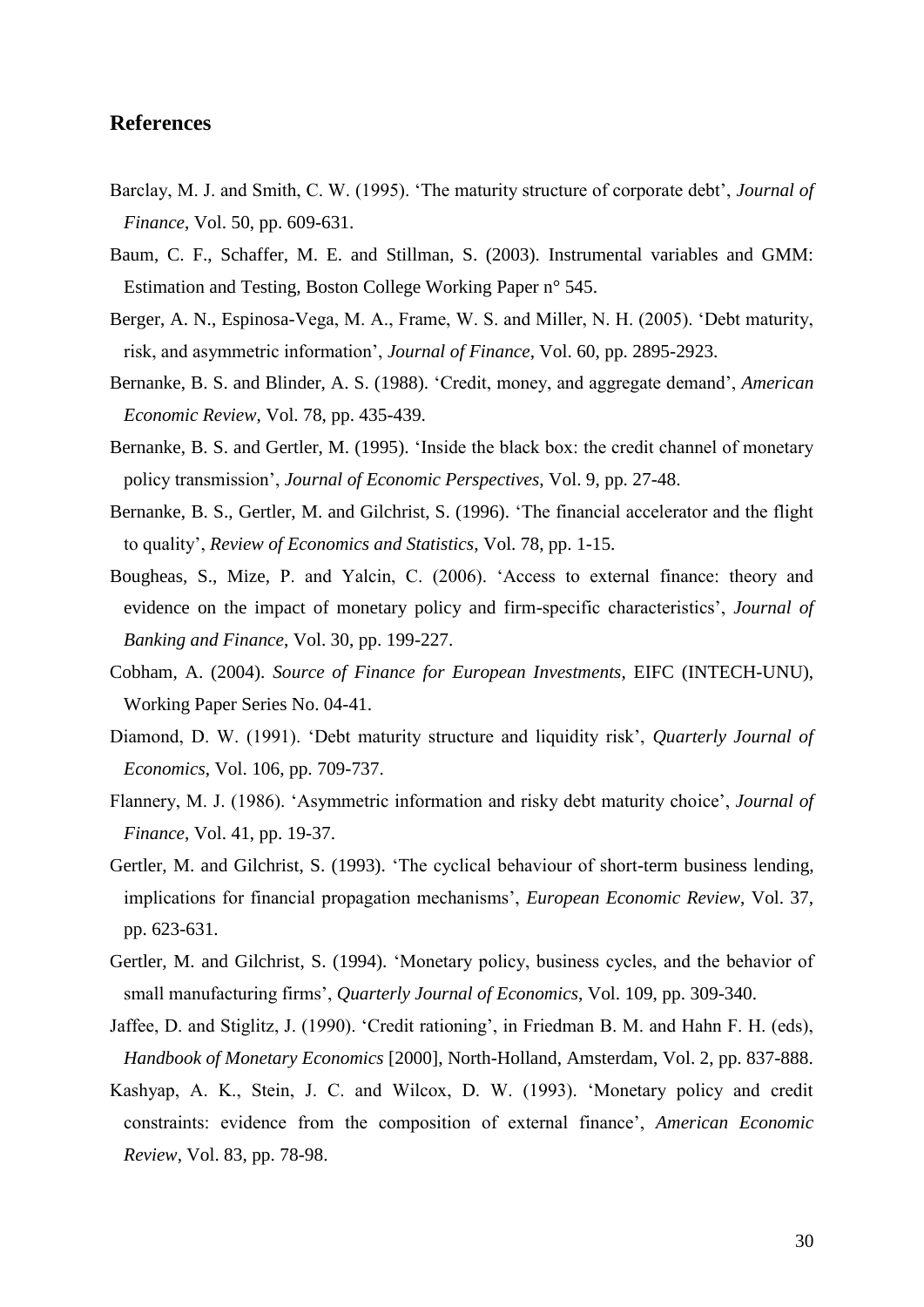## References

Barclay, M. J. and Smith, C. W. (1995). 'The maturity structure of corporate debt', *Journal of Finance*, Vol. 50, pp. 609-631.

Baum, C. F., Schaffer, M. E. and Stillman, S. (2003). Instrumental variables and GMM: Estimation and Testing, Boston College Working Paper n° 545.

Berger, A. N., Espinosa-Vega, M. A., Frame, W. S. and Miller, N. H. (2005). 'Debt maturity, risk, and asymmetric information', *Journal of Finance*, Vol. 60, pp. 2895-2923.

Bernanke, B. S. and Blinder, A. S. (1988). 'Credit, money, and aggregate demand', *American Economic Review*, Vol. 78, pp. 435-439.

Bernanke, B. S. and Gertler, M. (1995). 'Inside the black box: the credit channel of monetary policy transmission', *Journal of Economic Perspectives*, Vol. 9, pp. 27-48.

Bernanke, B. S., Gertler, M. and Gilchrist, S. (1996). 'The financial accelerator and the flight to quality', *Review of Economics and Statistics*, Vol. 78, pp. 1-15.

Bougheas, S., Mize, P. and Yalcin, C. (2006). 'Access to external finance: theory and evidence on the impact of monetary policy and firm-specific characteristics', *Journal of Banking and Finance*, Vol. 30, pp. 199-227.

Cobham, A. (2004). *Source of Finance for European Investments*, EIFC (INTECH-UNU), Working Paper Series No. 04-41.

Diamond, D. W. (1991). 'Debt maturity structure and liquidity risk', *Quarterly Journal of Economics*, Vol. 106, pp. 709-737.

Flannery, M. J. (1986). 'Asymmetric information and risky debt maturity choice', *Journal of Finance*, Vol. 41, pp. 19-37.

Gertler, M. and Gilchrist, S. (1993). 'The cyclical behaviour of short-term business lending, implications for financial propagation mechanisms', *European Economic Review*, Vol. 37, pp. 623-631.

Gertler, M. and Gilchrist, S. (1994). 'Monetary policy, business cycles, and the behavior of small manufacturing firms', *Quarterly Journal of Economics*, Vol. 109, pp. 309-340.

Jaffee, D. and Stiglitz, J. (1990). 'Credit rationing', in Friedman B. M. and Hahn F. H. (eds), *Handbook of Monetary Economics* [2000], North-Holland, Amsterdam, Vol. 2, pp. 837-888.

Kashyap, A. K., Stein, J. C. and Wilcox, D. W. (1993). 'Monetary policy and credit constraints: evidence from the composition of external finance', *American Economic Review*, Vol. 83, pp. 78-98.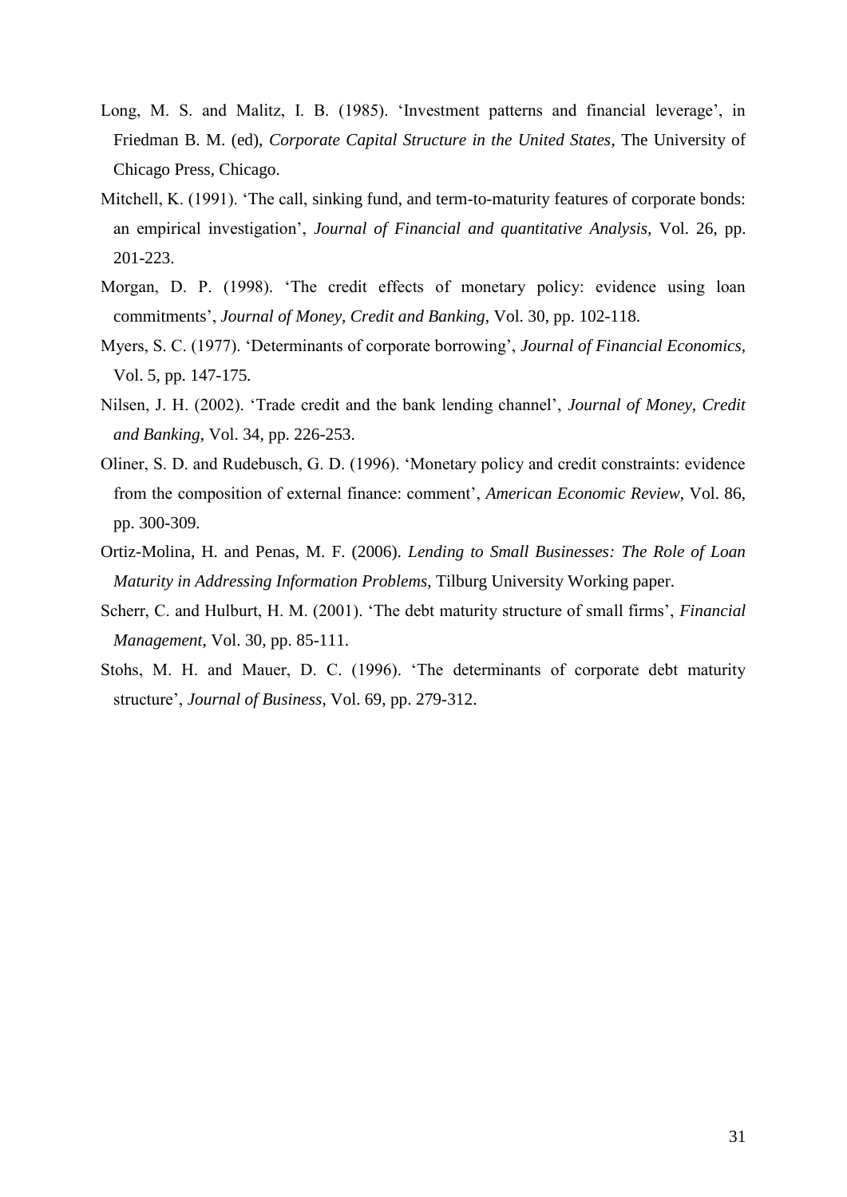Long, M. S. and Malitz, I. B. (1985). 'Investment patterns and financial leverage', in Friedman B. M. (ed), *Corporate Capital Structure in the United States*, The University of Chicago Press, Chicago.

Mitchell, K. (1991). 'The call, sinking fund, and term-to-maturity features of corporate bonds: an empirical investigation', *Journal of Financial and quantitative Analysis*, Vol. 26, pp. 201-223.

Morgan, D. P. (1998). 'The credit effects of monetary policy: evidence using loan commitments', *Journal of Money, Credit and Banking*, Vol. 30, pp. 102-118.

Myers, S. C. (1977). 'Determinants of corporate borrowing', *Journal of Financial Economics,* Vol. 5, pp. 147-175.

Nilsen, J. H. (2002). 'Trade credit and the bank lending channel', *Journal of Money, Credit and Banking*, Vol. 34, pp. 226-253.

Oliner, S. D. and Rudebusch, G. D. (1996). 'Monetary policy and credit constraints: evidence from the composition of external finance: comment', *American Economic Review*, Vol. 86, pp. 300-309.

Ortiz-Molina, H. and Penas, M. F. (2006). *Lending to Small Businesses: The Role of Loan Maturity in Addressing Information Problems*, Tilburg University Working paper.

Scherr, C. and Hulburt, H. M. (2001). 'The debt maturity structure of small firms', *Financial Management*, Vol. 30, pp. 85-111.

Stohs, M. H. and Mauer, D. C. (1996). 'The determinants of corporate debt maturity structure', *Journal of Business*, Vol. 69, pp. 279-312.